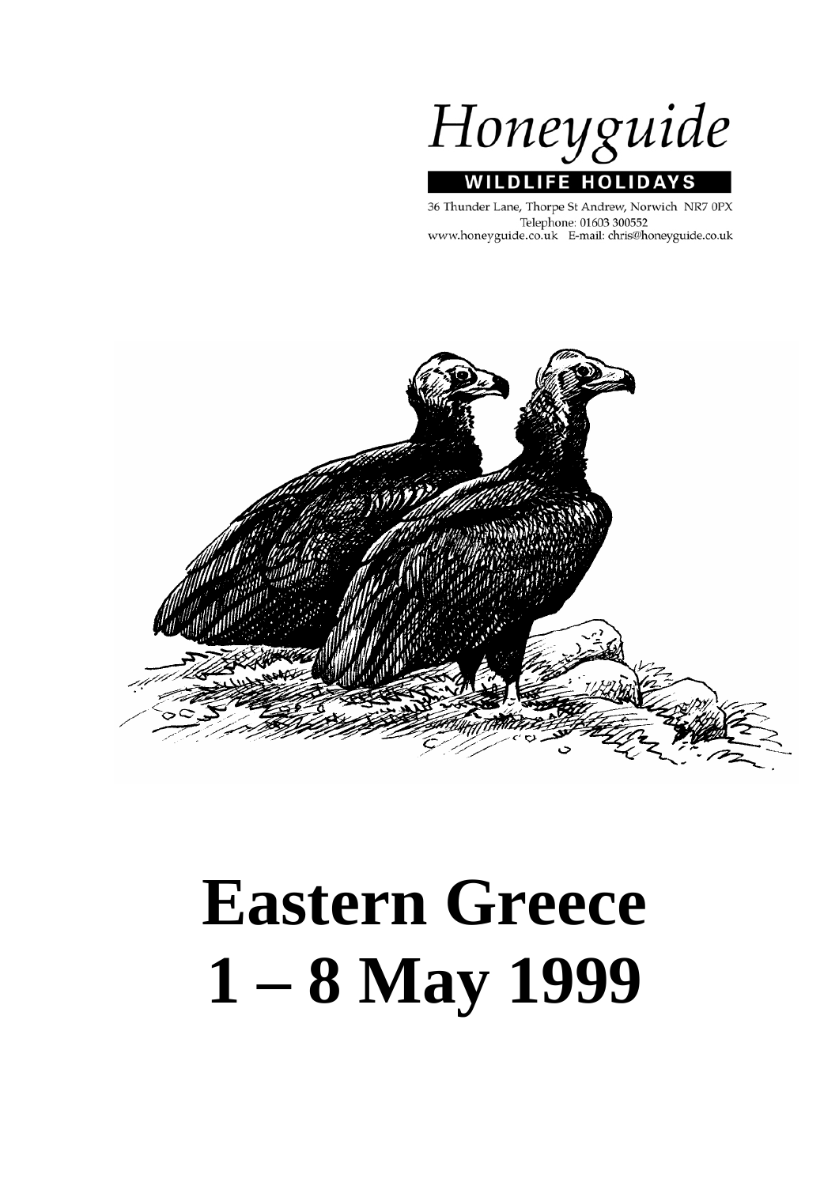Honeyguide

**WILDLIFE HOLIDAYS**

36 Thunder Lane, Thorpe St Andrew, Norwich NR7 0PX
Telephone: 01603 300552
www.honeyguide.co.uk E-mail: chris@honeyguide.co.uk

# Eastern Greece
# 1 – 8 May 1999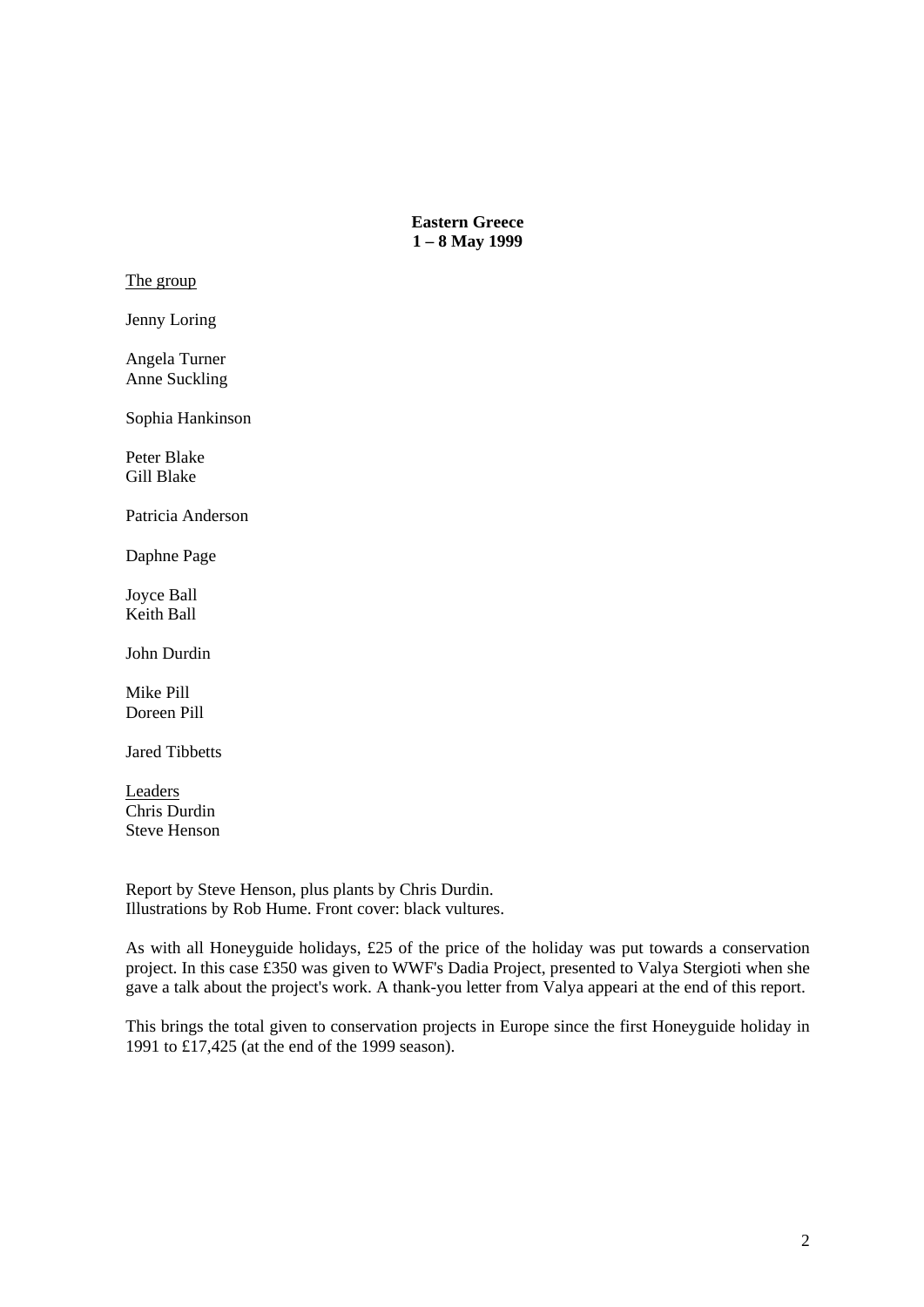**Eastern Greece**
**1 – 8 May 1999**

The group

Jenny Loring

Angela Turner
Anne Suckling

Sophia Hankinson

Peter Blake
Gill Blake

Patricia Anderson

Daphne Page

Joyce Ball
Keith Ball

John Durdin

Mike Pill
Doreen Pill

Jared Tibbetts

Leaders
Chris Durdin
Steve Henson

Report by Steve Henson, plus plants by Chris Durdin.
Illustrations by Rob Hume. Front cover: black vultures.

As with all Honeyguide holidays, £25 of the price of the holiday was put towards a conservation project. In this case £350 was given to WWF's Dadia Project, presented to Valya Stergioti when she gave a talk about the project's work. A thank-you letter from Valya appeari at the end of this report.

This brings the total given to conservation projects in Europe since the first Honeyguide holiday in 1991 to £17,425 (at the end of the 1999 season).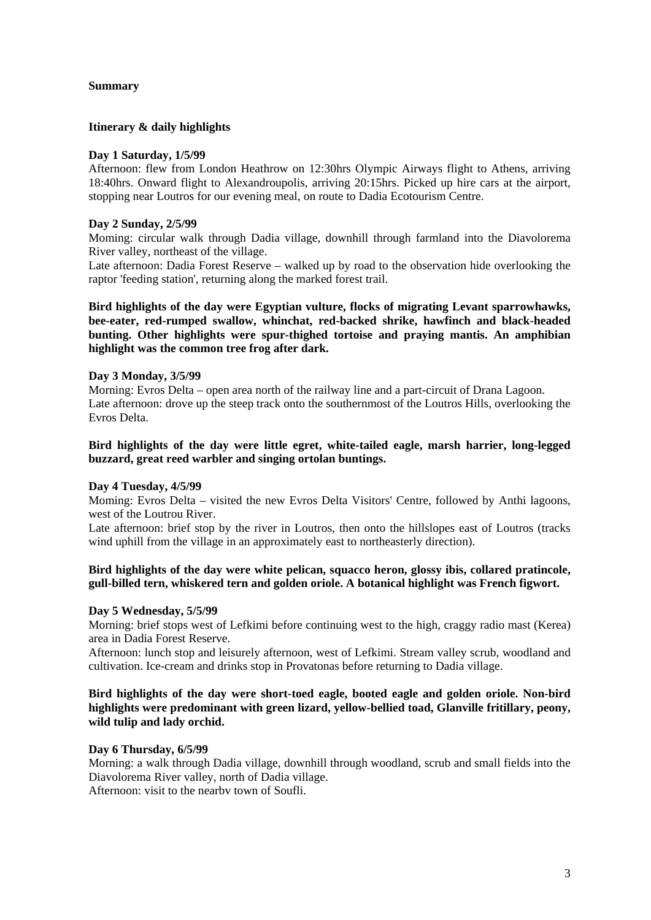**Summary**

**Itinerary & daily highlights**

**Day 1 Saturday, 1/5/99**

Afternoon: flew from London Heathrow on 12:30hrs Olympic Airways flight to Athens, arriving 18:40hrs. Onward flight to Alexandroupolis, arriving 20:15hrs. Picked up hire cars at the airport, stopping near Loutros for our evening meal, on route to Dadia Ecotourism Centre.

**Day 2 Sunday, 2/5/99**

Morning: circular walk through Dadia village, downhill through farmland into the Diavolorema River valley, northeast of the village.
Late afternoon: Dadia Forest Reserve – walked up by road to the observation hide overlooking the raptor 'feeding station', returning along the marked forest trail.

**Bird highlights of the day were Egyptian vulture, flocks of migrating Levant sparrowhawks, bee-eater, red-rumped swallow, whinchat, red-backed shrike, hawfinch and black-headed bunting. Other highlights were spur-thighed tortoise and praying mantis. An amphibian highlight was the common tree frog after dark.**

**Day 3 Monday, 3/5/99**

Morning: Evros Delta – open area north of the railway line and a part-circuit of Drana Lagoon.
Late afternoon: drove up the steep track onto the southernmost of the Loutros Hills, overlooking the Evros Delta.

**Bird highlights of the day were little egret, white-tailed eagle, marsh harrier, long-legged buzzard, great reed warbler and singing ortolan buntings.**

**Day 4 Tuesday, 4/5/99**

Morning: Evros Delta – visited the new Evros Delta Visitors' Centre, followed by Anthi lagoons, west of the Loutrou River.
Late afternoon: brief stop by the river in Loutros, then onto the hillslopes east of Loutros (tracks wind uphill from the village in an approximately east to northeasterly direction).

**Bird highlights of the day were white pelican, squacco heron, glossy ibis, collared pratincole, gull-billed tern, whiskered tern and golden oriole. A botanical highlight was French figwort.**

**Day 5 Wednesday, 5/5/99**

Morning: brief stops west of Lefkimi before continuing west to the high, craggy radio mast (Kerea) area in Dadia Forest Reserve.
Afternoon: lunch stop and leisurely afternoon, west of Lefkimi. Stream valley scrub, woodland and cultivation. Ice-cream and drinks stop in Provatonas before returning to Dadia village.

**Bird highlights of the day were short-toed eagle, booted eagle and golden oriole. Non-bird highlights were predominant with green lizard, yellow-bellied toad, Glanville fritillary, peony, wild tulip and lady orchid.**

**Day 6 Thursday, 6/5/99**

Morning: a walk through Dadia village, downhill through woodland, scrub and small fields into the Diavolorema River valley, north of Dadia village.
Afternoon: visit to the nearby town of Soufli.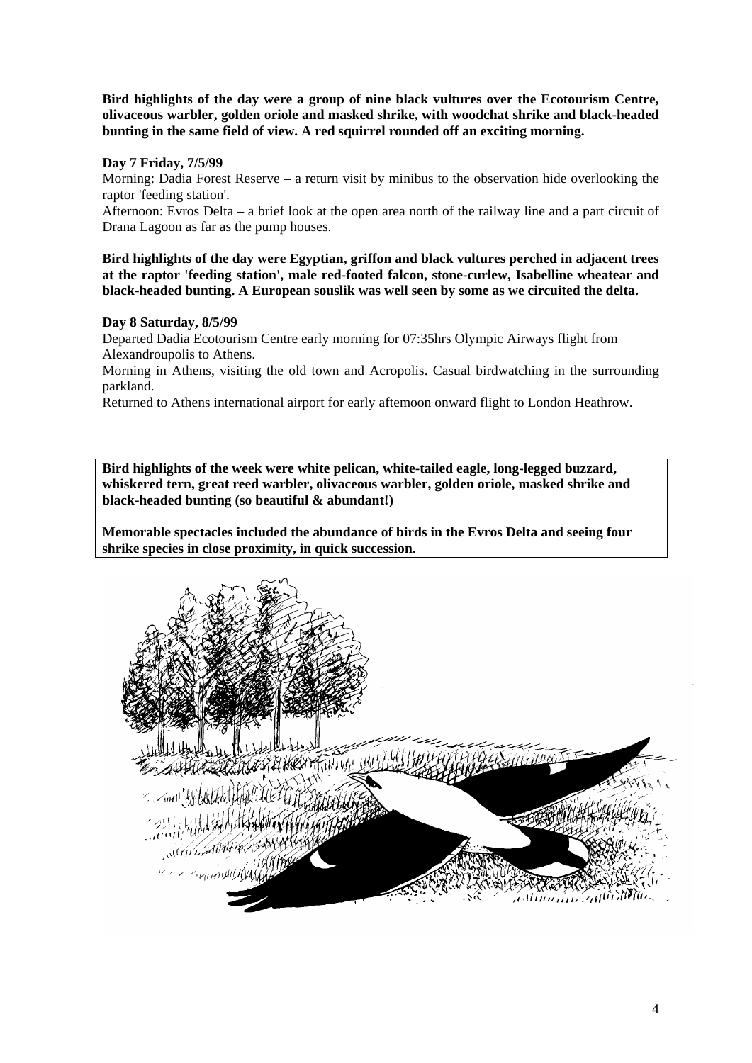**Bird highlights of the day were a group of nine black vultures over the Ecotourism Centre, olivaceous warbler, golden oriole and masked shrike, with woodchat shrike and black-headed bunting in the same field of view. A red squirrel rounded off an exciting morning.**

**Day 7 Friday, 7/5/99**

Morning: Dadia Forest Reserve – a return visit by minibus to the observation hide overlooking the raptor 'feeding station'.

Afternoon: Evros Delta – a brief look at the open area north of the railway line and a part circuit of Drana Lagoon as far as the pump houses.

**Bird highlights of the day were Egyptian, griffon and black vultures perched in adjacent trees at the raptor 'feeding station', male red-footed falcon, stone-curlew, Isabelline wheatear and black-headed bunting. A European souslik was well seen by some as we circuited the delta.**

**Day 8 Saturday, 8/5/99**

Departed Dadia Ecotourism Centre early morning for 07:35hrs Olympic Airways flight from Alexandroupolis to Athens.

Morning in Athens, visiting the old town and Acropolis. Casual birdwatching in the surrounding parkland.

Returned to Athens international airport for early aftemoon onward flight to London Heathrow.

**Bird highlights of the week were white pelican, white-tailed eagle, long-legged buzzard, whiskered tern, great reed warbler, olivaceous warbler, golden oriole, masked shrike and black-headed bunting (so beautiful & abundant!)**

**Memorable spectacles included the abundance of birds in the Evros Delta and seeing four shrike species in close proximity, in quick succession.**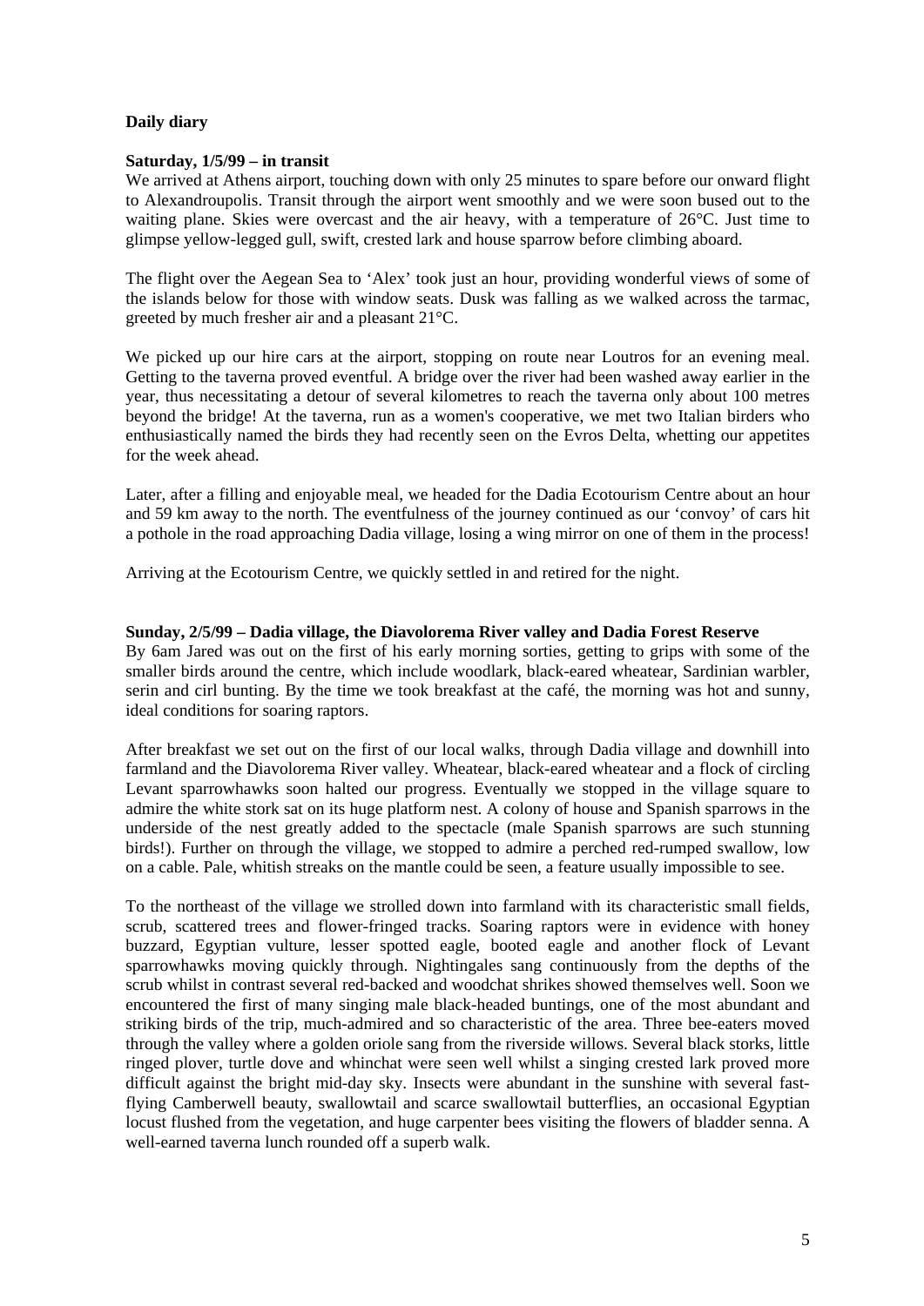**Daily diary**

**Saturday, 1/5/99 – in transit**

We arrived at Athens airport, touching down with only 25 minutes to spare before our onward flight to Alexandroupolis. Transit through the airport went smoothly and we were soon bused out to the waiting plane. Skies were overcast and the air heavy, with a temperature of 26°C. Just time to glimpse yellow-legged gull, swift, crested lark and house sparrow before climbing aboard.

The flight over the Aegean Sea to 'Alex' took just an hour, providing wonderful views of some of the islands below for those with window seats. Dusk was falling as we walked across the tarmac, greeted by much fresher air and a pleasant 21°C.

We picked up our hire cars at the airport, stopping on route near Loutros for an evening meal. Getting to the taverna proved eventful. A bridge over the river had been washed away earlier in the year, thus necessitating a detour of several kilometres to reach the taverna only about 100 metres beyond the bridge! At the taverna, run as a women's cooperative, we met two Italian birders who enthusiastically named the birds they had recently seen on the Evros Delta, whetting our appetites for the week ahead.

Later, after a filling and enjoyable meal, we headed for the Dadia Ecotourism Centre about an hour and 59 km away to the north. The eventfulness of the journey continued as our 'convoy' of cars hit a pothole in the road approaching Dadia village, losing a wing mirror on one of them in the process!

Arriving at the Ecotourism Centre, we quickly settled in and retired for the night.

**Sunday, 2/5/99 – Dadia village, the Diavolorema River valley and Dadia Forest Reserve**

By 6am Jared was out on the first of his early morning sorties, getting to grips with some of the smaller birds around the centre, which include woodlark, black-eared wheatear, Sardinian warbler, serin and cirl bunting. By the time we took breakfast at the café, the morning was hot and sunny, ideal conditions for soaring raptors.

After breakfast we set out on the first of our local walks, through Dadia village and downhill into farmland and the Diavolorema River valley. Wheatear, black-eared wheatear and a flock of circling Levant sparrowhawks soon halted our progress. Eventually we stopped in the village square to admire the white stork sat on its huge platform nest. A colony of house and Spanish sparrows in the underside of the nest greatly added to the spectacle (male Spanish sparrows are such stunning birds!). Further on through the village, we stopped to admire a perched red-rumped swallow, low on a cable. Pale, whitish streaks on the mantle could be seen, a feature usually impossible to see.

To the northeast of the village we strolled down into farmland with its characteristic small fields, scrub, scattered trees and flower-fringed tracks. Soaring raptors were in evidence with honey buzzard, Egyptian vulture, lesser spotted eagle, booted eagle and another flock of Levant sparrowhawks moving quickly through. Nightingales sang continuously from the depths of the scrub whilst in contrast several red-backed and woodchat shrikes showed themselves well. Soon we encountered the first of many singing male black-headed buntings, one of the most abundant and striking birds of the trip, much-admired and so characteristic of the area. Three bee-eaters moved through the valley where a golden oriole sang from the riverside willows. Several black storks, little ringed plover, turtle dove and whinchat were seen well whilst a singing crested lark proved more difficult against the bright mid-day sky. Insects were abundant in the sunshine with several fast-flying Camberwell beauty, swallowtail and scarce swallowtail butterflies, an occasional Egyptian locust flushed from the vegetation, and huge carpenter bees visiting the flowers of bladder senna. A well-earned taverna lunch rounded off a superb walk.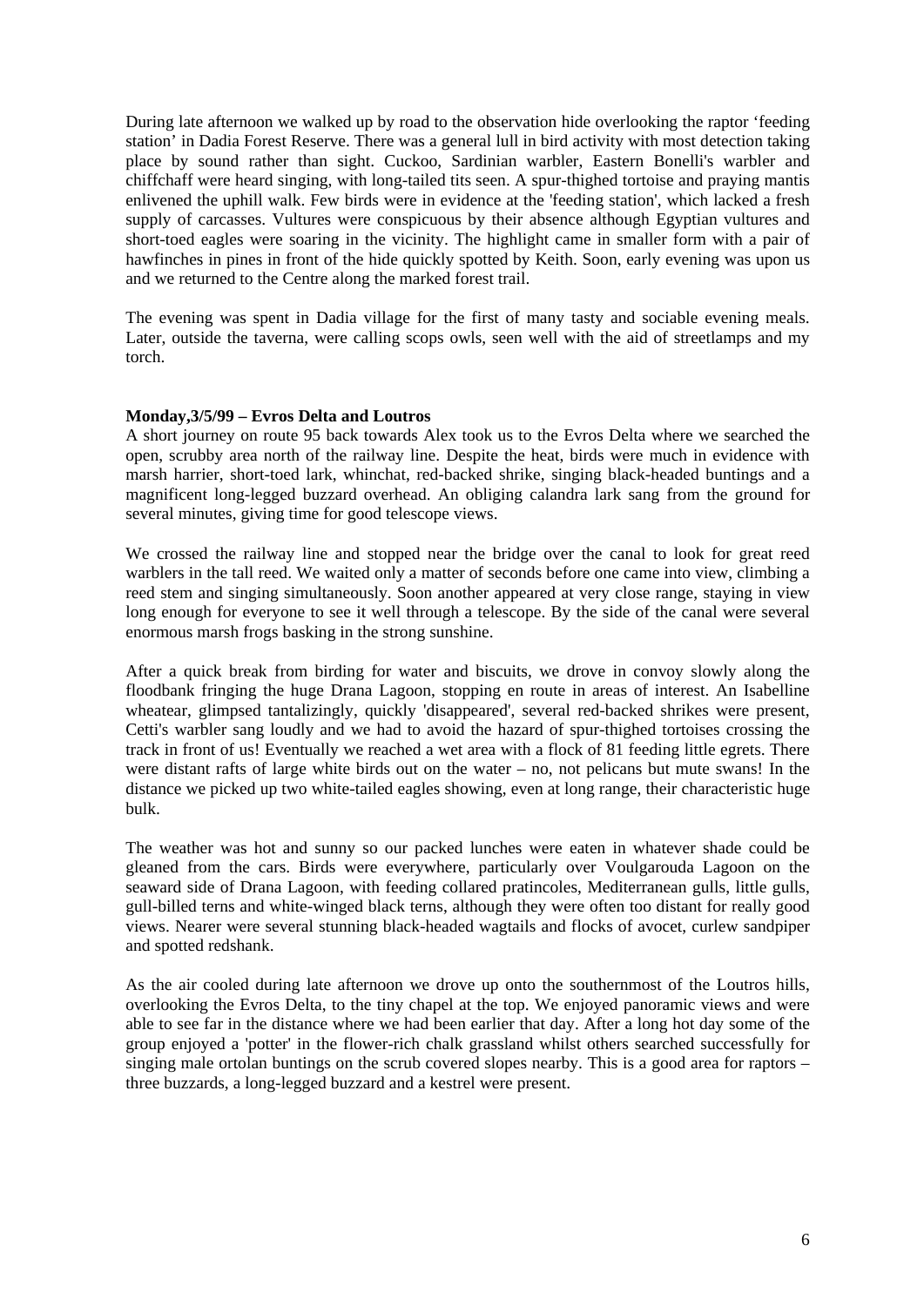During late afternoon we walked up by road to the observation hide overlooking the raptor 'feeding station' in Dadia Forest Reserve. There was a general lull in bird activity with most detection taking place by sound rather than sight. Cuckoo, Sardinian warbler, Eastern Bonelli's warbler and chiffchaff were heard singing, with long-tailed tits seen. A spur-thighed tortoise and praying mantis enlivened the uphill walk. Few birds were in evidence at the 'feeding station', which lacked a fresh supply of carcasses. Vultures were conspicuous by their absence although Egyptian vultures and short-toed eagles were soaring in the vicinity. The highlight came in smaller form with a pair of hawfinches in pines in front of the hide quickly spotted by Keith. Soon, early evening was upon us and we returned to the Centre along the marked forest trail.

The evening was spent in Dadia village for the first of many tasty and sociable evening meals. Later, outside the taverna, were calling scops owls, seen well with the aid of streetlamps and my torch.

**Monday,3/5/99 – Evros Delta and Loutros**

A short journey on route 95 back towards Alex took us to the Evros Delta where we searched the open, scrubby area north of the railway line. Despite the heat, birds were much in evidence with marsh harrier, short-toed lark, whinchat, red-backed shrike, singing black-headed buntings and a magnificent long-legged buzzard overhead. An obliging calandra lark sang from the ground for several minutes, giving time for good telescope views.

We crossed the railway line and stopped near the bridge over the canal to look for great reed warblers in the tall reed. We waited only a matter of seconds before one came into view, climbing a reed stem and singing simultaneously. Soon another appeared at very close range, staying in view long enough for everyone to see it well through a telescope. By the side of the canal were several enormous marsh frogs basking in the strong sunshine.

After a quick break from birding for water and biscuits, we drove in convoy slowly along the floodbank fringing the huge Drana Lagoon, stopping en route in areas of interest. An Isabelline wheatear, glimpsed tantalizingly, quickly 'disappeared', several red-backed shrikes were present, Cetti's warbler sang loudly and we had to avoid the hazard of spur-thighed tortoises crossing the track in front of us! Eventually we reached a wet area with a flock of 81 feeding little egrets. There were distant rafts of large white birds out on the water – no, not pelicans but mute swans! In the distance we picked up two white-tailed eagles showing, even at long range, their characteristic huge bulk.

The weather was hot and sunny so our packed lunches were eaten in whatever shade could be gleaned from the cars. Birds were everywhere, particularly over Voulgarouda Lagoon on the seaward side of Drana Lagoon, with feeding collared pratincoles, Mediterranean gulls, little gulls, gull-billed terns and white-winged black terns, although they were often too distant for really good views. Nearer were several stunning black-headed wagtails and flocks of avocet, curlew sandpiper and spotted redshank.

As the air cooled during late afternoon we drove up onto the southernmost of the Loutros hills, overlooking the Evros Delta, to the tiny chapel at the top. We enjoyed panoramic views and were able to see far in the distance where we had been earlier that day. After a long hot day some of the group enjoyed a 'potter' in the flower-rich chalk grassland whilst others searched successfully for singing male ortolan buntings on the scrub covered slopes nearby. This is a good area for raptors – three buzzards, a long-legged buzzard and a kestrel were present.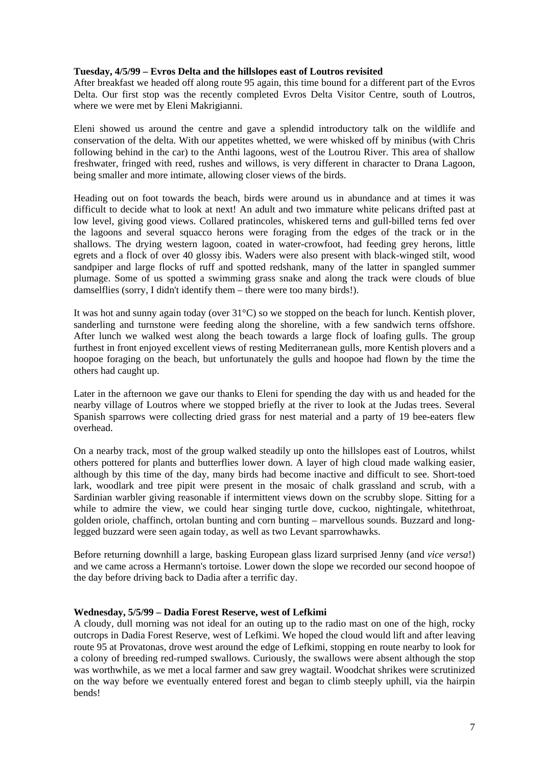**Tuesday, 4/5/99 – Evros Delta and the hillslopes east of Loutros revisited**

After breakfast we headed off along route 95 again, this time bound for a different part of the Evros Delta. Our first stop was the recently completed Evros Delta Visitor Centre, south of Loutros, where we were met by Eleni Makrigianni.

Eleni showed us around the centre and gave a splendid introductory talk on the wildlife and conservation of the delta. With our appetites whetted, we were whisked off by minibus (with Chris following behind in the car) to the Anthi lagoons, west of the Loutrou River. This area of shallow freshwater, fringed with reed, rushes and willows, is very different in character to Drana Lagoon, being smaller and more intimate, allowing closer views of the birds.

Heading out on foot towards the beach, birds were around us in abundance and at times it was difficult to decide what to look at next! An adult and two immature white pelicans drifted past at low level, giving good views. Collared pratincoles, whiskered terns and gull-billed terns fed over the lagoons and several squacco herons were foraging from the edges of the track or in the shallows. The drying western lagoon, coated in water-crowfoot, had feeding grey herons, little egrets and a flock of over 40 glossy ibis. Waders were also present with black-winged stilt, wood sandpiper and large flocks of ruff and spotted redshank, many of the latter in spangled summer plumage. Some of us spotted a swimming grass snake and along the track were clouds of blue damselflies (sorry, I didn't identify them – there were too many birds!).

It was hot and sunny again today (over 31°C) so we stopped on the beach for lunch. Kentish plover, sanderling and turnstone were feeding along the shoreline, with a few sandwich terns offshore. After lunch we walked west along the beach towards a large flock of loafing gulls. The group furthest in front enjoyed excellent views of resting Mediterranean gulls, more Kentish plovers and a hoopoe foraging on the beach, but unfortunately the gulls and hoopoe had flown by the time the others had caught up.

Later in the afternoon we gave our thanks to Eleni for spending the day with us and headed for the nearby village of Loutros where we stopped briefly at the river to look at the Judas trees. Several Spanish sparrows were collecting dried grass for nest material and a party of 19 bee-eaters flew overhead.

On a nearby track, most of the group walked steadily up onto the hillslopes east of Loutros, whilst others pottered for plants and butterflies lower down. A layer of high cloud made walking easier, although by this time of the day, many birds had become inactive and difficult to see. Short-toed lark, woodlark and tree pipit were present in the mosaic of chalk grassland and scrub, with a Sardinian warbler giving reasonable if intermittent views down on the scrubby slope. Sitting for a while to admire the view, we could hear singing turtle dove, cuckoo, nightingale, whitethroat, golden oriole, chaffinch, ortolan bunting and corn bunting – marvellous sounds. Buzzard and long-legged buzzard were seen again today, as well as two Levant sparrowhawks.

Before returning downhill a large, basking European glass lizard surprised Jenny (and *vice versa*!) and we came across a Hermann's tortoise. Lower down the slope we recorded our second hoopoe of the day before driving back to Dadia after a terrific day.

**Wednesday, 5/5/99 – Dadia Forest Reserve, west of Lefkimi**

A cloudy, dull morning was not ideal for an outing up to the radio mast on one of the high, rocky outcrops in Dadia Forest Reserve, west of Lefkimi. We hoped the cloud would lift and after leaving route 95 at Provatonas, drove west around the edge of Lefkimi, stopping en route nearby to look for a colony of breeding red-rumped swallows. Curiously, the swallows were absent although the stop was worthwhile, as we met a local farmer and saw grey wagtail. Woodchat shrikes were scrutinized on the way before we eventually entered forest and began to climb steeply uphill, via the hairpin bends!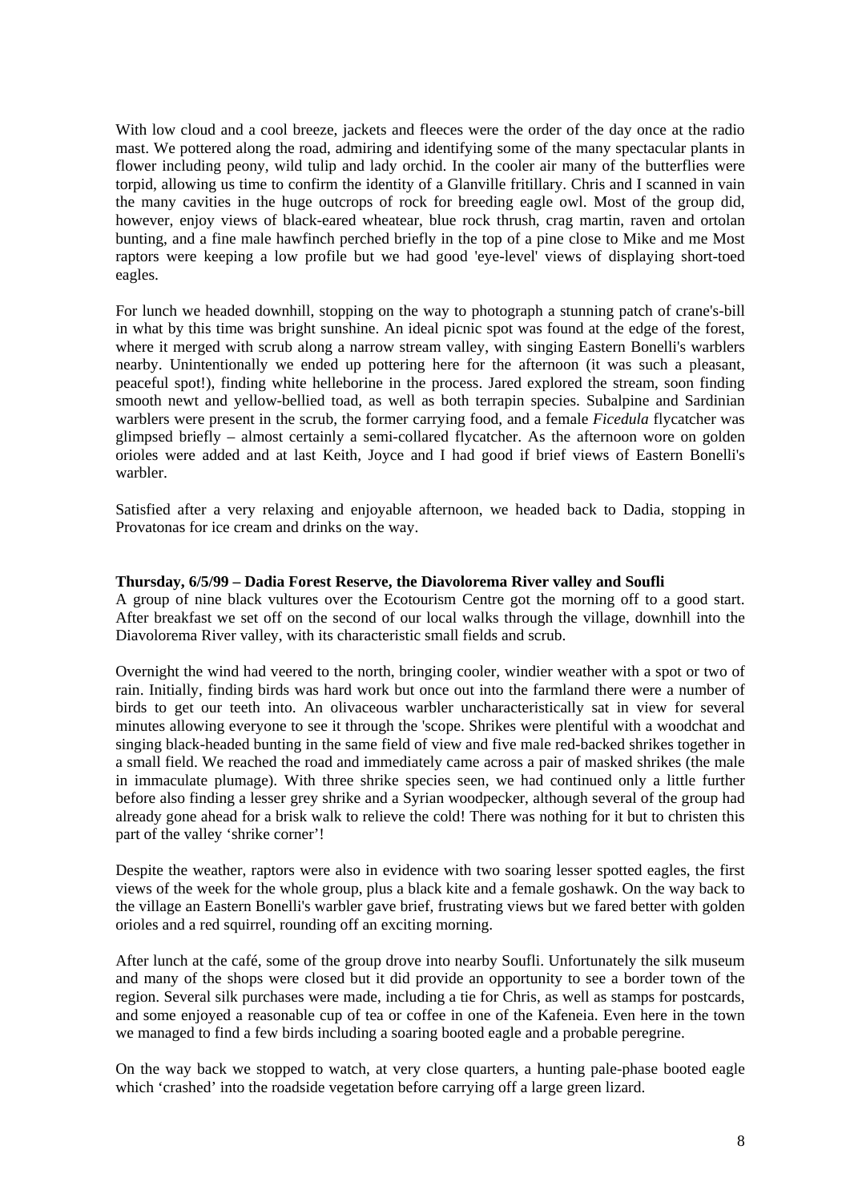With low cloud and a cool breeze, jackets and fleeces were the order of the day once at the radio mast. We pottered along the road, admiring and identifying some of the many spectacular plants in flower including peony, wild tulip and lady orchid. In the cooler air many of the butterflies were torpid, allowing us time to confirm the identity of a Glanville fritillary. Chris and I scanned in vain the many cavities in the huge outcrops of rock for breeding eagle owl. Most of the group did, however, enjoy views of black-eared wheatear, blue rock thrush, crag martin, raven and ortolan bunting, and a fine male hawfinch perched briefly in the top of a pine close to Mike and me Most raptors were keeping a low profile but we had good 'eye-level' views of displaying short-toed eagles.

For lunch we headed downhill, stopping on the way to photograph a stunning patch of crane's-bill in what by this time was bright sunshine. An ideal picnic spot was found at the edge of the forest, where it merged with scrub along a narrow stream valley, with singing Eastern Bonelli's warblers nearby. Unintentionally we ended up pottering here for the afternoon (it was such a pleasant, peaceful spot!), finding white helleborine in the process. Jared explored the stream, soon finding smooth newt and yellow-bellied toad, as well as both terrapin species. Subalpine and Sardinian warblers were present in the scrub, the former carrying food, and a female *Ficedula* flycatcher was glimpsed briefly – almost certainly a semi-collared flycatcher. As the afternoon wore on golden orioles were added and at last Keith, Joyce and I had good if brief views of Eastern Bonelli's warbler.

Satisfied after a very relaxing and enjoyable afternoon, we headed back to Dadia, stopping in Provatonas for ice cream and drinks on the way.

**Thursday, 6/5/99 – Dadia Forest Reserve, the Diavolorema River valley and Soufli**

A group of nine black vultures over the Ecotourism Centre got the morning off to a good start. After breakfast we set off on the second of our local walks through the village, downhill into the Diavolorema River valley, with its characteristic small fields and scrub.

Overnight the wind had veered to the north, bringing cooler, windier weather with a spot or two of rain. Initially, finding birds was hard work but once out into the farmland there were a number of birds to get our teeth into. An olivaceous warbler uncharacteristically sat in view for several minutes allowing everyone to see it through the 'scope. Shrikes were plentiful with a woodchat and singing black-headed bunting in the same field of view and five male red-backed shrikes together in a small field. We reached the road and immediately came across a pair of masked shrikes (the male in immaculate plumage). With three shrike species seen, we had continued only a little further before also finding a lesser grey shrike and a Syrian woodpecker, although several of the group had already gone ahead for a brisk walk to relieve the cold! There was nothing for it but to christen this part of the valley 'shrike corner'!

Despite the weather, raptors were also in evidence with two soaring lesser spotted eagles, the first views of the week for the whole group, plus a black kite and a female goshawk. On the way back to the village an Eastern Bonelli's warbler gave brief, frustrating views but we fared better with golden orioles and a red squirrel, rounding off an exciting morning.

After lunch at the café, some of the group drove into nearby Soufli. Unfortunately the silk museum and many of the shops were closed but it did provide an opportunity to see a border town of the region. Several silk purchases were made, including a tie for Chris, as well as stamps for postcards, and some enjoyed a reasonable cup of tea or coffee in one of the Kafeneia. Even here in the town we managed to find a few birds including a soaring booted eagle and a probable peregrine.

On the way back we stopped to watch, at very close quarters, a hunting pale-phase booted eagle which 'crashed' into the roadside vegetation before carrying off a large green lizard.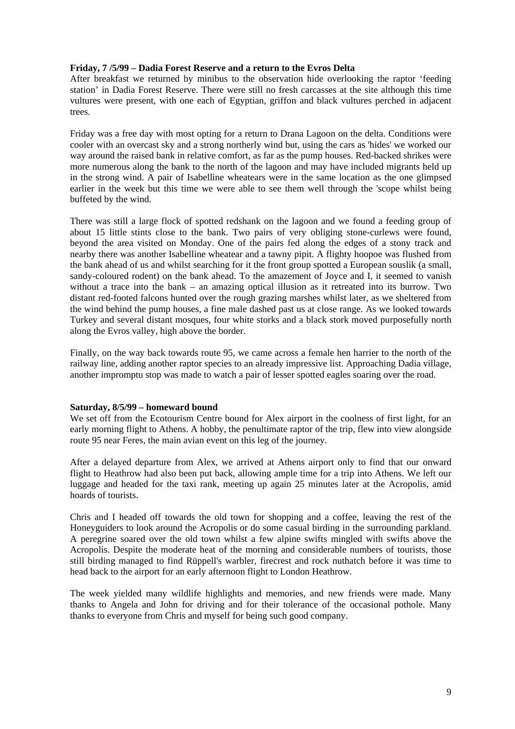**Friday, 7 /5/99 – Dadia Forest Reserve and a return to the Evros Delta**

After breakfast we returned by minibus to the observation hide overlooking the raptor 'feeding station' in Dadia Forest Reserve. There were still no fresh carcasses at the site although this time vultures were present, with one each of Egyptian, griffon and black vultures perched in adjacent trees.

Friday was a free day with most opting for a return to Drana Lagoon on the delta. Conditions were cooler with an overcast sky and a strong northerly wind but, using the cars as 'hides' we worked our way around the raised bank in relative comfort, as far as the pump houses. Red-backed shrikes were more numerous along the bank to the north of the lagoon and may have included migrants held up in the strong wind. A pair of Isabelline wheatears were in the same location as the one glimpsed earlier in the week but this time we were able to see them well through the 'scope whilst being buffeted by the wind.

There was still a large flock of spotted redshank on the lagoon and we found a feeding group of about 15 little stints close to the bank. Two pairs of very obliging stone-curlews were found, beyond the area visited on Monday. One of the pairs fed along the edges of a stony track and nearby there was another Isabelline wheatear and a tawny pipit. A flighty hoopoe was flushed from the bank ahead of us and whilst searching for it the front group spotted a European souslik (a small, sandy-coloured rodent) on the bank ahead. To the amazement of Joyce and I, it seemed to vanish without a trace into the bank – an amazing optical illusion as it retreated into its burrow. Two distant red-footed falcons hunted over the rough grazing marshes whilst later, as we sheltered from the wind behind the pump houses, a fine male dashed past us at close range. As we looked towards Turkey and several distant mosques, four white storks and a black stork moved purposefully north along the Evros valley, high above the border.

Finally, on the way back towards route 95, we came across a female hen harrier to the north of the railway line, adding another raptor species to an already impressive list. Approaching Dadia village, another impromptu stop was made to watch a pair of lesser spotted eagles soaring over the road.

**Saturday, 8/5/99 – homeward bound**

We set off from the Ecotourism Centre bound for Alex airport in the coolness of first light, for an early morning flight to Athens. A hobby, the penultimate raptor of the trip, flew into view alongside route 95 near Feres, the main avian event on this leg of the journey.

After a delayed departure from Alex, we arrived at Athens airport only to find that our onward flight to Heathrow had also been put back, allowing ample time for a trip into Athens. We left our luggage and headed for the taxi rank, meeting up again 25 minutes later at the Acropolis, amid hoards of tourists.

Chris and I headed off towards the old town for shopping and a coffee, leaving the rest of the Honeyguiders to look around the Acropolis or do some casual birding in the surrounding parkland. A peregrine soared over the old town whilst a few alpine swifts mingled with swifts above the Acropolis. Despite the moderate heat of the morning and considerable numbers of tourists, those still birding managed to find Rüppell's warbler, firecrest and rock nuthatch before it was time to head back to the airport for an early afternoon flight to London Heathrow.

The week yielded many wildlife highlights and memories, and new friends were made. Many thanks to Angela and John for driving and for their tolerance of the occasional pothole. Many thanks to everyone from Chris and myself for being such good company.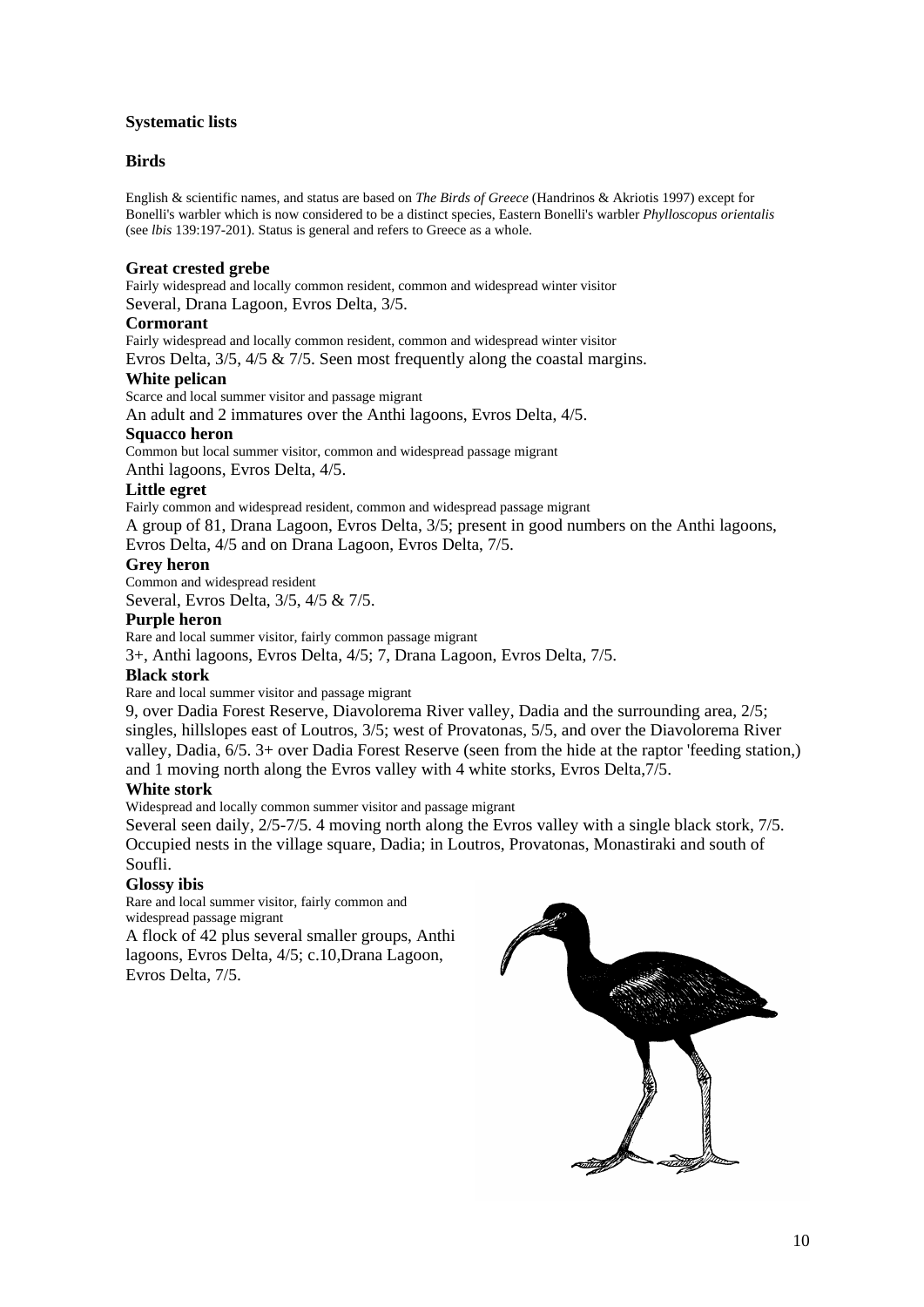## Systematic lists

### Birds

English & scientific names, and status are based on *The Birds of Greece* (Handrinos & Akriotis 1997) except for Bonelli's warbler which is now considered to be a distinct species, Eastern Bonelli's warbler *Phylloscopus orientalis* (see *lbis* 139:197-201). Status is general and refers to Greece as a whole.

**Great crested grebe**
Fairly widespread and locally common resident, common and widespread winter visitor
Several, Drana Lagoon, Evros Delta, 3/5.

**Cormorant**
Fairly widespread and locally common resident, common and widespread winter visitor
Evros Delta, 3/5, 4/5 & 7/5. Seen most frequently along the coastal margins.

**White pelican**
Scarce and local summer visitor and passage migrant
An adult and 2 immatures over the Anthi lagoons, Evros Delta, 4/5.

**Squacco heron**
Common but local summer visitor, common and widespread passage migrant
Anthi lagoons, Evros Delta, 4/5.

**Little egret**
Fairly common and widespread resident, common and widespread passage migrant
A group of 81, Drana Lagoon, Evros Delta, 3/5; present in good numbers on the Anthi lagoons, Evros Delta, 4/5 and on Drana Lagoon, Evros Delta, 7/5.

**Grey heron**
Common and widespread resident
Several, Evros Delta, 3/5, 4/5 & 7/5.

**Purple heron**
Rare and local summer visitor, fairly common passage migrant
3+, Anthi lagoons, Evros Delta, 4/5; 7, Drana Lagoon, Evros Delta, 7/5.

**Black stork**
Rare and local summer visitor and passage migrant
9, over Dadia Forest Reserve, Diavolorema River valley, Dadia and the surrounding area, 2/5; singles, hillslopes east of Loutros, 3/5; west of Provatonas, 5/5, and over the Diavolorema River valley, Dadia, 6/5. 3+ over Dadia Forest Reserve (seen from the hide at the raptor 'feeding station,) and 1 moving north along the Evros valley with 4 white storks, Evros Delta,7/5.

**White stork**
Widespread and locally common summer visitor and passage migrant
Several seen daily, 2/5-7/5. 4 moving north along the Evros valley with a single black stork, 7/5. Occupied nests in the village square, Dadia; in Loutros, Provatonas, Monastiraki and south of Soufli.

**Glossy ibis**
Rare and local summer visitor, fairly common and widespread passage migrant
A flock of 42 plus several smaller groups, Anthi lagoons, Evros Delta, 4/5; c.10,Drana Lagoon, Evros Delta, 7/5.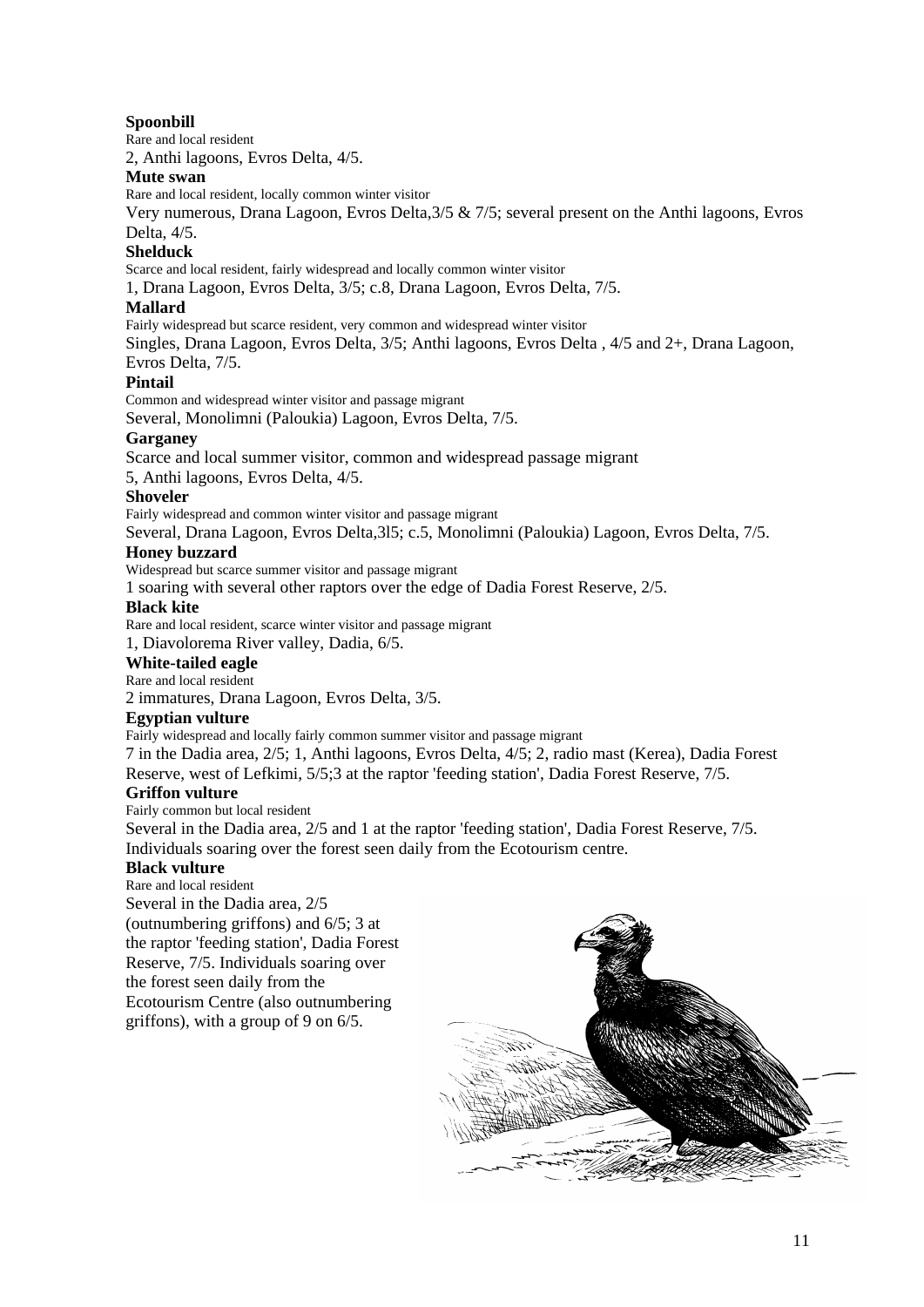**Spoonbill**

Rare and local resident

2, Anthi lagoons, Evros Delta, 4/5.

**Mute swan**

Rare and local resident, locally common winter visitor

Very numerous, Drana Lagoon, Evros Delta,3/5 & 7/5; several present on the Anthi lagoons, Evros Delta, 4/5.

**Shelduck**

Scarce and local resident, fairly widespread and locally common winter visitor

1, Drana Lagoon, Evros Delta, 3/5; c.8, Drana Lagoon, Evros Delta, 7/5.

**Mallard**

Fairly widespread but scarce resident, very common and widespread winter visitor

Singles, Drana Lagoon, Evros Delta, 3/5; Anthi lagoons, Evros Delta , 4/5 and 2+, Drana Lagoon, Evros Delta, 7/5.

**Pintail**

Common and widespread winter visitor and passage migrant

Several, Monolimni (Paloukia) Lagoon, Evros Delta, 7/5.

**Garganey**

Scarce and local summer visitor, common and widespread passage migrant

5, Anthi lagoons, Evros Delta, 4/5.

**Shoveler**

Fairly widespread and common winter visitor and passage migrant

Several, Drana Lagoon, Evros Delta,3l5; c.5, Monolimni (Paloukia) Lagoon, Evros Delta, 7/5.

**Honey buzzard**

Widespread but scarce summer visitor and passage migrant

1 soaring with several other raptors over the edge of Dadia Forest Reserve, 2/5.

**Black kite**

Rare and local resident, scarce winter visitor and passage migrant

1, Diavolorema River valley, Dadia, 6/5.

**White-tailed eagle**

Rare and local resident

2 immatures, Drana Lagoon, Evros Delta, 3/5.

**Egyptian vulture**

Fairly widespread and locally fairly common summer visitor and passage migrant

7 in the Dadia area, 2/5; 1, Anthi lagoons, Evros Delta, 4/5; 2, radio mast (Kerea), Dadia Forest Reserve, west of Lefkimi, 5/5;3 at the raptor 'feeding station', Dadia Forest Reserve, 7/5.

**Griffon vulture**

Fairly common but local resident

Several in the Dadia area, 2/5 and 1 at the raptor 'feeding station', Dadia Forest Reserve, 7/5. Individuals soaring over the forest seen daily from the Ecotourism centre.

**Black vulture**

Rare and local resident

Several in the Dadia area, 2/5 (outnumbering griffons) and 6/5; 3 at the raptor 'feeding station', Dadia Forest Reserve, 7/5. Individuals soaring over the forest seen daily from the Ecotourism Centre (also outnumbering griffons), with a group of 9 on 6/5.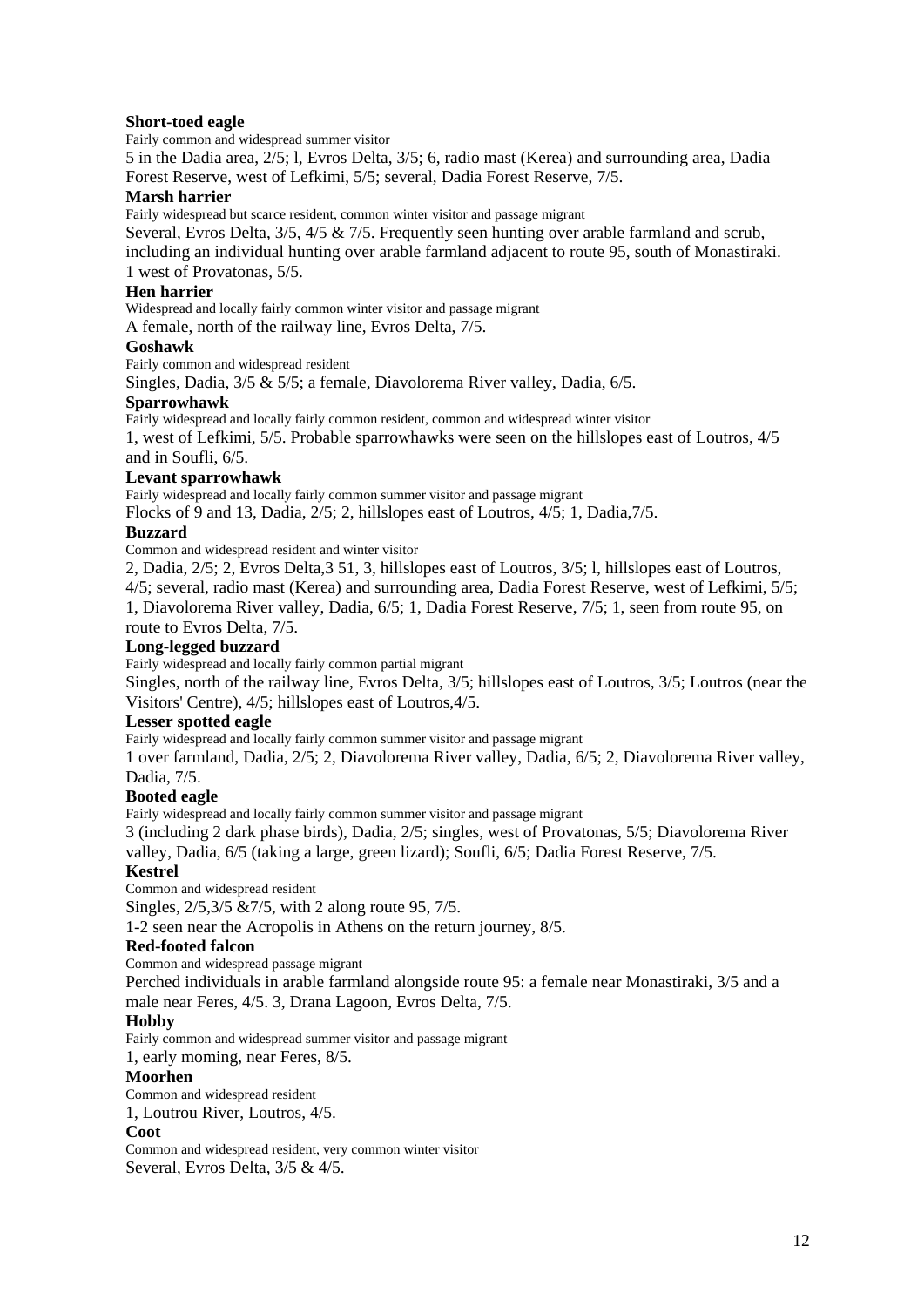**Short-toed eagle**

Fairly common and widespread summer visitor

5 in the Dadia area, 2/5; l, Evros Delta, 3/5; 6, radio mast (Kerea) and surrounding area, Dadia Forest Reserve, west of Lefkimi, 5/5; several, Dadia Forest Reserve, 7/5.

**Marsh harrier**

Fairly widespread but scarce resident, common winter visitor and passage migrant

Several, Evros Delta, 3/5, 4/5 & 7/5. Frequently seen hunting over arable farmland and scrub, including an individual hunting over arable farmland adjacent to route 95, south of Monastiraki. 1 west of Provatonas, 5/5.

**Hen harrier**

Widespread and locally fairly common winter visitor and passage migrant

A female, north of the railway line, Evros Delta, 7/5.

**Goshawk**

Fairly common and widespread resident

Singles, Dadia, 3/5 & 5/5; a female, Diavolorema River valley, Dadia, 6/5.

**Sparrowhawk**

Fairly widespread and locally fairly common resident, common and widespread winter visitor

1, west of Lefkimi, 5/5. Probable sparrowhawks were seen on the hillslopes east of Loutros, 4/5 and in Soufli, 6/5.

**Levant sparrowhawk**

Fairly widespread and locally fairly common summer visitor and passage migrant

Flocks of 9 and 13, Dadia, 2/5; 2, hillslopes east of Loutros, 4/5; 1, Dadia,7/5.

**Buzzard**

Common and widespread resident and winter visitor

2, Dadia, 2/5; 2, Evros Delta,3 51, 3, hillslopes east of Loutros, 3/5; l, hillslopes east of Loutros, 4/5; several, radio mast (Kerea) and surrounding area, Dadia Forest Reserve, west of Lefkimi, 5/5; 1, Diavolorema River valley, Dadia, 6/5; 1, Dadia Forest Reserve, 7/5; 1, seen from route 95, on route to Evros Delta, 7/5.

**Long-legged buzzard**

Fairly widespread and locally fairly common partial migrant

Singles, north of the railway line, Evros Delta, 3/5; hillslopes east of Loutros, 3/5; Loutros (near the Visitors' Centre), 4/5; hillslopes east of Loutros,4/5.

**Lesser spotted eagle**

Fairly widespread and locally fairly common summer visitor and passage migrant

1 over farmland, Dadia, 2/5; 2, Diavolorema River valley, Dadia, 6/5; 2, Diavolorema River valley, Dadia, 7/5.

**Booted eagle**

Fairly widespread and locally fairly common summer visitor and passage migrant

3 (including 2 dark phase birds), Dadia, 2/5; singles, west of Provatonas, 5/5; Diavolorema River valley, Dadia, 6/5 (taking a large, green lizard); Soufli, 6/5; Dadia Forest Reserve, 7/5.

**Kestrel**

Common and widespread resident

Singles, 2/5,3/5 &7/5, with 2 along route 95, 7/5.

1-2 seen near the Acropolis in Athens on the return journey, 8/5.

**Red-footed falcon**

Common and widespread passage migrant

Perched individuals in arable farmland alongside route 95: a female near Monastiraki, 3/5 and a male near Feres, 4/5. 3, Drana Lagoon, Evros Delta, 7/5.

**Hobby**

Fairly common and widespread summer visitor and passage migrant

1, early moming, near Feres, 8/5.

**Moorhen**

Common and widespread resident

1, Loutrou River, Loutros, 4/5.

**Coot**

Common and widespread resident, very common winter visitor

Several, Evros Delta, 3/5 & 4/5.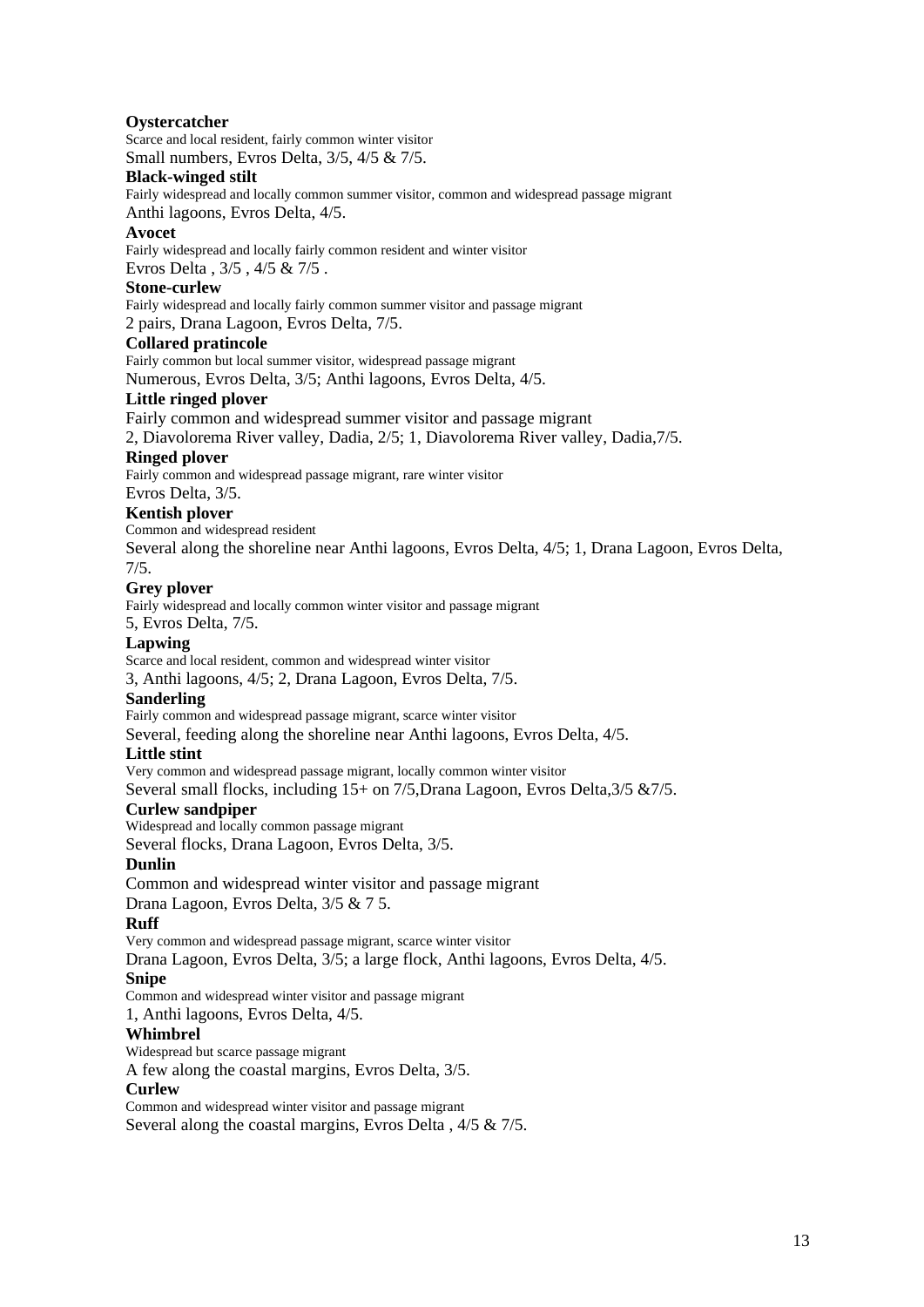**Oystercatcher**
Scarce and local resident, fairly common winter visitor
Small numbers, Evros Delta, 3/5, 4/5 & 7/5.

**Black-winged stilt**
Fairly widespread and locally common summer visitor, common and widespread passage migrant
Anthi lagoons, Evros Delta, 4/5.

**Avocet**
Fairly widespread and locally fairly common resident and winter visitor
Evros Delta , 3/5 , 4/5 & 7/5 .

**Stone-curlew**
Fairly widespread and locally fairly common summer visitor and passage migrant
2 pairs, Drana Lagoon, Evros Delta, 7/5.

**Collared pratincole**
Fairly common but local summer visitor, widespread passage migrant
Numerous, Evros Delta, 3/5; Anthi lagoons, Evros Delta, 4/5.

**Little ringed plover**
Fairly common and widespread summer visitor and passage migrant
2, Diavolorema River valley, Dadia, 2/5; 1, Diavolorema River valley, Dadia,7/5.

**Ringed plover**
Fairly common and widespread passage migrant, rare winter visitor
Evros Delta, 3/5.

**Kentish plover**
Common and widespread resident
Several along the shoreline near Anthi lagoons, Evros Delta, 4/5; 1, Drana Lagoon, Evros Delta, 7/5.

**Grey plover**
Fairly widespread and locally common winter visitor and passage migrant
5, Evros Delta, 7/5.

**Lapwing**
Scarce and local resident, common and widespread winter visitor
3, Anthi lagoons, 4/5; 2, Drana Lagoon, Evros Delta, 7/5.

**Sanderling**
Fairly common and widespread passage migrant, scarce winter visitor
Several, feeding along the shoreline near Anthi lagoons, Evros Delta, 4/5.

**Little stint**
Very common and widespread passage migrant, locally common winter visitor
Several small flocks, including 15+ on 7/5,Drana Lagoon, Evros Delta,3/5 &7/5.

**Curlew sandpiper**
Widespread and locally common passage migrant
Several flocks, Drana Lagoon, Evros Delta, 3/5.

**Dunlin**
Common and widespread winter visitor and passage migrant
Drana Lagoon, Evros Delta, 3/5 & 7 5.

**Ruff**
Very common and widespread passage migrant, scarce winter visitor
Drana Lagoon, Evros Delta, 3/5; a large flock, Anthi lagoons, Evros Delta, 4/5.

**Snipe**
Common and widespread winter visitor and passage migrant
1, Anthi lagoons, Evros Delta, 4/5.

**Whimbrel**
Widespread but scarce passage migrant
A few along the coastal margins, Evros Delta, 3/5.

**Curlew**
Common and widespread winter visitor and passage migrant
Several along the coastal margins, Evros Delta , 4/5 & 7/5.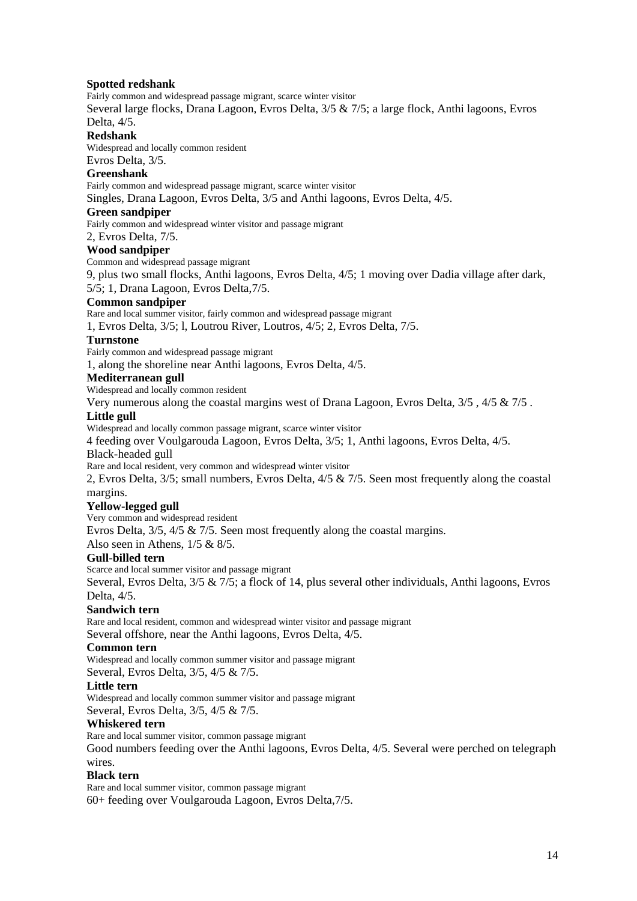**Spotted redshank**

Fairly common and widespread passage migrant, scarce winter visitor

Several large flocks, Drana Lagoon, Evros Delta, 3/5 & 7/5; a large flock, Anthi lagoons, Evros Delta, 4/5.

**Redshank**

Widespread and locally common resident

Evros Delta, 3/5.

**Greenshank**

Fairly common and widespread passage migrant, scarce winter visitor

Singles, Drana Lagoon, Evros Delta, 3/5 and Anthi lagoons, Evros Delta, 4/5.

**Green sandpiper**

Fairly common and widespread winter visitor and passage migrant

2, Evros Delta, 7/5.

**Wood sandpiper**

Common and widespread passage migrant

9, plus two small flocks, Anthi lagoons, Evros Delta, 4/5; 1 moving over Dadia village after dark, 5/5; 1, Drana Lagoon, Evros Delta,7/5.

**Common sandpiper**

Rare and local summer visitor, fairly common and widespread passage migrant

1, Evros Delta, 3/5; l, Loutrou River, Loutros, 4/5; 2, Evros Delta, 7/5.

**Turnstone**

Fairly common and widespread passage migrant

1, along the shoreline near Anthi lagoons, Evros Delta, 4/5.

**Mediterranean gull**

Widespread and locally common resident

Very numerous along the coastal margins west of Drana Lagoon, Evros Delta, 3/5 , 4/5 & 7/5 .

**Little gull**

Widespread and locally common passage migrant, scarce winter visitor

4 feeding over Voulgarouda Lagoon, Evros Delta, 3/5; 1, Anthi lagoons, Evros Delta, 4/5.

Black-headed gull

Rare and local resident, very common and widespread winter visitor

2, Evros Delta, 3/5; small numbers, Evros Delta, 4/5 & 7/5. Seen most frequently along the coastal margins.

**Yellow-legged gull**

Very common and widespread resident

Evros Delta, 3/5, 4/5 & 7/5. Seen most frequently along the coastal margins.

Also seen in Athens, 1/5 & 8/5.

**Gull-billed tern**

Scarce and local summer visitor and passage migrant

Several, Evros Delta, 3/5 & 7/5; a flock of 14, plus several other individuals, Anthi lagoons, Evros Delta, 4/5.

**Sandwich tern**

Rare and local resident, common and widespread winter visitor and passage migrant

Several offshore, near the Anthi lagoons, Evros Delta, 4/5.

**Common tern**

Widespread and locally common summer visitor and passage migrant

Several, Evros Delta, 3/5, 4/5 & 7/5.

**Little tern**

Widespread and locally common summer visitor and passage migrant

Several, Evros Delta, 3/5, 4/5 & 7/5.

**Whiskered tern**

Rare and local summer visitor, common passage migrant

Good numbers feeding over the Anthi lagoons, Evros Delta, 4/5. Several were perched on telegraph wires.

**Black tern**

Rare and local summer visitor, common passage migrant

60+ feeding over Voulgarouda Lagoon, Evros Delta,7/5.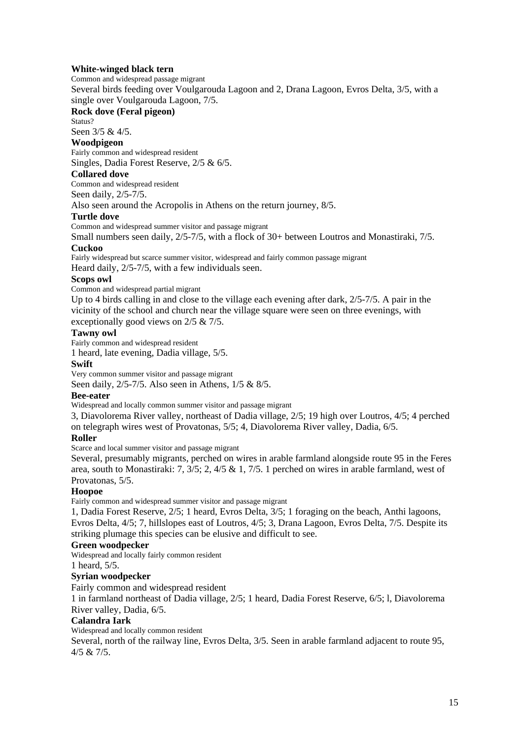**White-winged black tern**

Common and widespread passage migrant

Several birds feeding over Voulgarouda Lagoon and 2, Drana Lagoon, Evros Delta, 3/5, with a single over Voulgarouda Lagoon, 7/5.

**Rock dove (Feral pigeon)**

Status?

Seen 3/5 & 4/5.

**Woodpigeon**

Fairly common and widespread resident

Singles, Dadia Forest Reserve, 2/5 & 6/5.

**Collared dove**

Common and widespread resident

Seen daily, 2/5-7/5.

Also seen around the Acropolis in Athens on the return journey, 8/5.

**Turtle dove**

Common and widespread summer visitor and passage migrant

Small numbers seen daily, 2/5-7/5, with a flock of 30+ between Loutros and Monastiraki, 7/5.

**Cuckoo**

Fairly widespread but scarce summer visitor, widespread and fairly common passage migrant

Heard daily, 2/5-7/5, with a few individuals seen.

**Scops owl**

Common and widespread partial migrant

Up to 4 birds calling in and close to the village each evening after dark, 2/5-7/5. A pair in the vicinity of the school and church near the village square were seen on three evenings, with exceptionally good views on 2/5 & 7/5.

**Tawny owl**

Fairly common and widespread resident

1 heard, late evening, Dadia village, 5/5.

**Swift**

Very common summer visitor and passage migrant

Seen daily, 2/5-7/5. Also seen in Athens, 1/5 & 8/5.

**Bee-eater**

Widespread and locally common summer visitor and passage migrant

3, Diavolorema River valley, northeast of Dadia village, 2/5; 19 high over Loutros, 4/5; 4 perched on telegraph wires west of Provatonas, 5/5; 4, Diavolorema River valley, Dadia, 6/5.

**Roller**

Scarce and local summer visitor and passage migrant

Several, presumably migrants, perched on wires in arable farmland alongside route 95 in the Feres area, south to Monastiraki: 7, 3/5; 2, 4/5 & 1, 7/5. 1 perched on wires in arable farmland, west of Provatonas, 5/5.

**Hoopoe**

Fairly common and widespread summer visitor and passage migrant

1, Dadia Forest Reserve, 2/5; 1 heard, Evros Delta, 3/5; 1 foraging on the beach, Anthi lagoons, Evros Delta, 4/5; 7, hillslopes east of Loutros, 4/5; 3, Drana Lagoon, Evros Delta, 7/5. Despite its striking plumage this species can be elusive and difficult to see.

**Green woodpecker**

Widespread and locally fairly common resident

1 heard, 5/5.

**Syrian woodpecker**

Fairly common and widespread resident

1 in farmland northeast of Dadia village, 2/5; 1 heard, Dadia Forest Reserve, 6/5; l, Diavolorema River valley, Dadia, 6/5.

**Calandra lark**

Widespread and locally common resident

Several, north of the railway line, Evros Delta, 3/5. Seen in arable farmland adjacent to route 95, 4/5 & 7/5.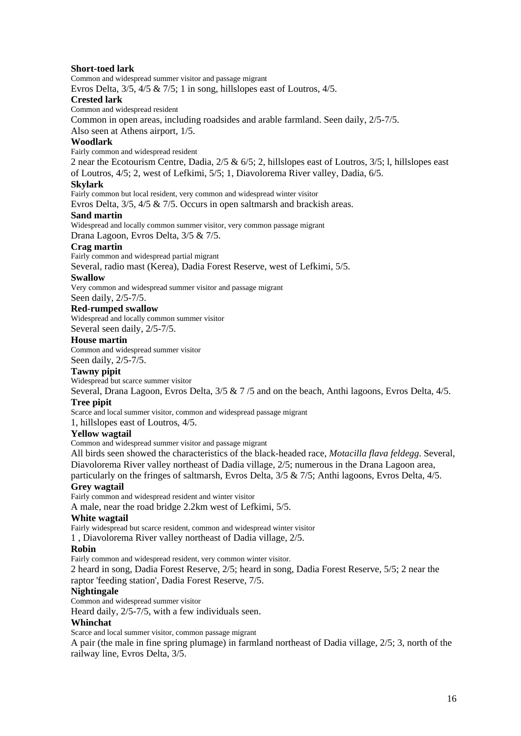**Short-toed lark**

Common and widespread summer visitor and passage migrant

Evros Delta, 3/5, 4/5 & 7/5; 1 in song, hillslopes east of Loutros, 4/5.

**Crested lark**

Common and widespread resident

Common in open areas, including roadsides and arable farmland. Seen daily, 2/5-7/5.
Also seen at Athens airport, 1/5.

**Woodlark**

Fairly common and widespread resident

2 near the Ecotourism Centre, Dadia, 2/5 & 6/5; 2, hillslopes east of Loutros, 3/5; l, hillslopes east of Loutros, 4/5; 2, west of Lefkimi, 5/5; 1, Diavolorema River valley, Dadia, 6/5.

**Skylark**

Fairly common but local resident, very common and widespread winter visitor

Evros Delta, 3/5, 4/5 & 7/5. Occurs in open saltmarsh and brackish areas.

**Sand martin**

Widespread and locally common summer visitor, very common passage migrant

Drana Lagoon, Evros Delta, 3/5 & 7/5.

**Crag martin**

Fairly common and widespread partial migrant

Several, radio mast (Kerea), Dadia Forest Reserve, west of Lefkimi, 5/5.

**Swallow**

Very common and widespread summer visitor and passage migrant

Seen daily, 2/5-7/5.

**Red-rumped swallow**

Widespread and locally common summer visitor

Several seen daily, 2/5-7/5.

**House martin**

Common and widespread summer visitor

Seen daily, 2/5-7/5.

**Tawny pipit**

Widespread but scarce summer visitor

Several, Drana Lagoon, Evros Delta, 3/5 & 7 /5 and on the beach, Anthi lagoons, Evros Delta, 4/5.

**Tree pipit**

Scarce and local summer visitor, common and widespread passage migrant

1, hillslopes east of Loutros, 4/5.

**Yellow wagtail**

Common and widespread summer visitor and passage migrant

All birds seen showed the characteristics of the black-headed race, *Motacilla flava feldegg*. Several, Diavolorema River valley northeast of Dadia village, 2/5; numerous in the Drana Lagoon area, particularly on the fringes of saltmarsh, Evros Delta, 3/5 & 7/5; Anthi lagoons, Evros Delta, 4/5.

**Grey wagtail**

Fairly common and widespread resident and winter visitor

A male, near the road bridge 2.2km west of Lefkimi, 5/5.

**White wagtail**

Fairly widespread but scarce resident, common and widespread winter visitor

1 , Diavolorema River valley northeast of Dadia village, 2/5.

**Robin**

Fairly common and widespread resident, very common winter visitor.

2 heard in song, Dadia Forest Reserve, 2/5; heard in song, Dadia Forest Reserve, 5/5; 2 near the raptor 'feeding station', Dadia Forest Reserve, 7/5.

**Nightingale**

Common and widespread summer visitor

Heard daily, 2/5-7/5, with a few individuals seen.

**Whinchat**

Scarce and local summer visitor, common passage migrant

A pair (the male in fine spring plumage) in farmland northeast of Dadia village, 2/5; 3, north of the railway line, Evros Delta, 3/5.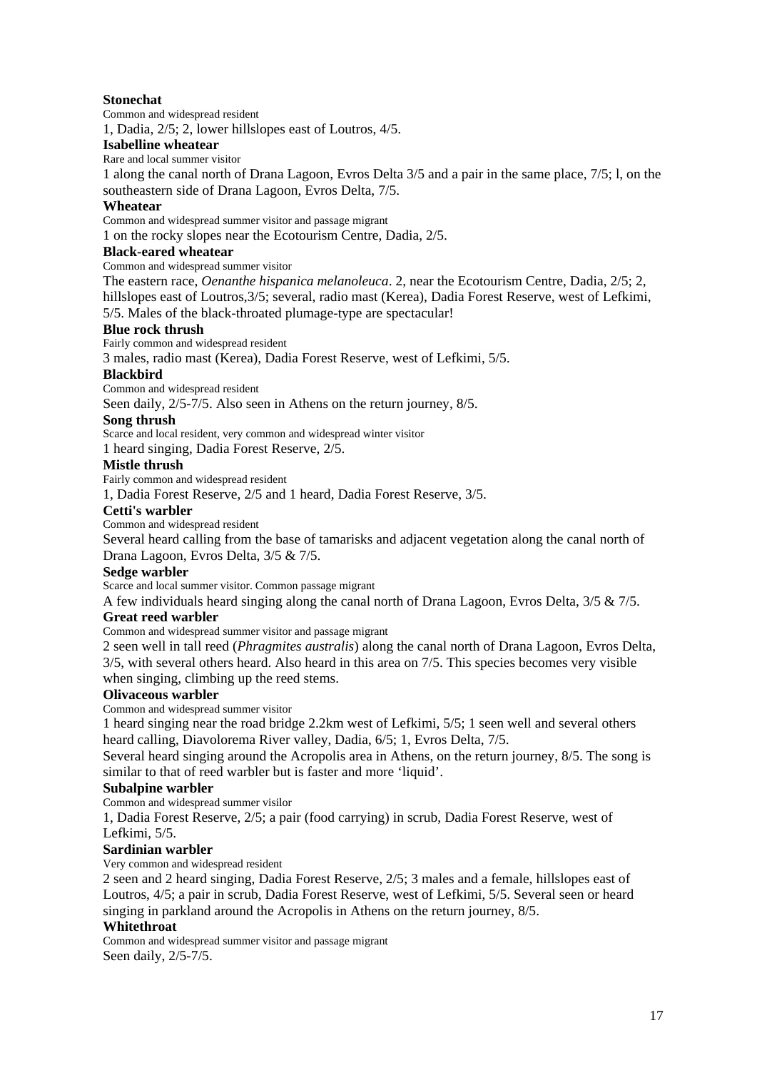**Stonechat**

Common and widespread resident

1, Dadia, 2/5; 2, lower hillslopes east of Loutros, 4/5.

**Isabelline wheatear**

Rare and local summer visitor

1 along the canal north of Drana Lagoon, Evros Delta 3/5 and a pair in the same place, 7/5; l, on the southeastern side of Drana Lagoon, Evros Delta, 7/5.

**Wheatear**

Common and widespread summer visitor and passage migrant

1 on the rocky slopes near the Ecotourism Centre, Dadia, 2/5.

**Black-eared wheatear**

Common and widespread summer visitor

The eastern race, *Oenanthe hispanica melanoleuca*. 2, near the Ecotourism Centre, Dadia, 2/5; 2, hillslopes east of Loutros,3/5; several, radio mast (Kerea), Dadia Forest Reserve, west of Lefkimi, 5/5. Males of the black-throated plumage-type are spectacular!

**Blue rock thrush**

Fairly common and widespread resident

3 males, radio mast (Kerea), Dadia Forest Reserve, west of Lefkimi, 5/5.

**Blackbird**

Common and widespread resident

Seen daily, 2/5-7/5. Also seen in Athens on the return journey, 8/5.

**Song thrush**

Scarce and local resident, very common and widespread winter visitor

1 heard singing, Dadia Forest Reserve, 2/5.

**Mistle thrush**

Fairly common and widespread resident

1, Dadia Forest Reserve, 2/5 and 1 heard, Dadia Forest Reserve, 3/5.

**Cetti's warbler**

Common and widespread resident

Several heard calling from the base of tamarisks and adjacent vegetation along the canal north of Drana Lagoon, Evros Delta, 3/5 & 7/5.

**Sedge warbler**

Scarce and local summer visitor. Common passage migrant

A few individuals heard singing along the canal north of Drana Lagoon, Evros Delta, 3/5 & 7/5.

**Great reed warbler**

Common and widespread summer visitor and passage migrant

2 seen well in tall reed (*Phragmites australis*) along the canal north of Drana Lagoon, Evros Delta, 3/5, with several others heard. Also heard in this area on 7/5. This species becomes very visible when singing, climbing up the reed stems.

**Olivaceous warbler**

Common and widespread summer visitor

1 heard singing near the road bridge 2.2km west of Lefkimi, 5/5; 1 seen well and several others heard calling, Diavolorema River valley, Dadia, 6/5; 1, Evros Delta, 7/5.

Several heard singing around the Acropolis area in Athens, on the return journey, 8/5. The song is similar to that of reed warbler but is faster and more 'liquid'.

**Subalpine warbler**

Common and widespread summer visilor

1, Dadia Forest Reserve, 2/5; a pair (food carrying) in scrub, Dadia Forest Reserve, west of Lefkimi, 5/5.

**Sardinian warbler**

Very common and widespread resident

2 seen and 2 heard singing, Dadia Forest Reserve, 2/5; 3 males and a female, hillslopes east of Loutros, 4/5; a pair in scrub, Dadia Forest Reserve, west of Lefkimi, 5/5. Several seen or heard singing in parkland around the Acropolis in Athens on the return journey, 8/5.

**Whitethroat**

Common and widespread summer visitor and passage migrant

Seen daily, 2/5-7/5.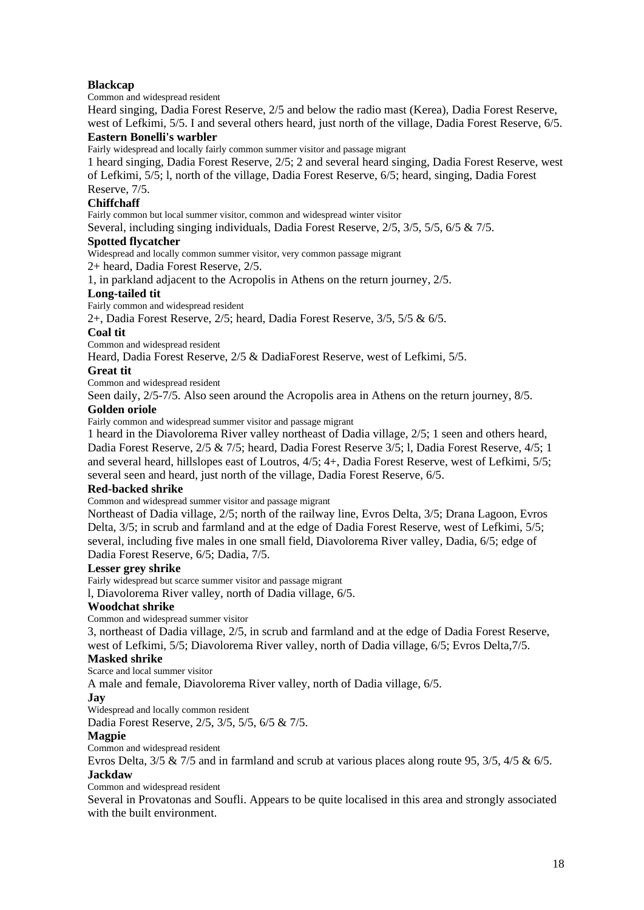**Blackcap**

Common and widespread resident

Heard singing, Dadia Forest Reserve, 2/5 and below the radio mast (Kerea), Dadia Forest Reserve, west of Lefkimi, 5/5. I and several others heard, just north of the village, Dadia Forest Reserve, 6/5.

**Eastern Bonelli's warbler**

Fairly widespread and locally fairly common summer visitor and passage migrant

1 heard singing, Dadia Forest Reserve, 2/5; 2 and several heard singing, Dadia Forest Reserve, west of Lefkimi, 5/5; l, north of the village, Dadia Forest Reserve, 6/5; heard, singing, Dadia Forest Reserve, 7/5.

**Chiffchaff**

Fairly common but local summer visitor, common and widespread winter visitor

Several, including singing individuals, Dadia Forest Reserve, 2/5, 3/5, 5/5, 6/5 & 7/5.

**Spotted flycatcher**

Widespread and locally common summer visitor, very common passage migrant

2+ heard, Dadia Forest Reserve, 2/5.

1, in parkland adjacent to the Acropolis in Athens on the return journey, 2/5.

**Long-tailed tit**

Fairly common and widespread resident

2+, Dadia Forest Reserve, 2/5; heard, Dadia Forest Reserve, 3/5, 5/5 & 6/5.

**Coal tit**

Common and widespread resident

Heard, Dadia Forest Reserve, 2/5 & DadiaForest Reserve, west of Lefkimi, 5/5.

**Great tit**

Common and widespread resident

Seen daily, 2/5-7/5. Also seen around the Acropolis area in Athens on the return journey, 8/5.

**Golden oriole**

Fairly common and widespread summer visitor and passage migrant

1 heard in the Diavolorema River valley northeast of Dadia village, 2/5; 1 seen and others heard, Dadia Forest Reserve, 2/5 & 7/5; heard, Dadia Forest Reserve 3/5; l, Dadia Forest Reserve, 4/5; 1 and several heard, hillslopes east of Loutros, 4/5; 4+, Dadia Forest Reserve, west of Lefkimi, 5/5; several seen and heard, just north of the village, Dadia Forest Reserve, 6/5.

**Red-backed shrike**

Common and widespread summer visitor and passage migrant

Northeast of Dadia village, 2/5; north of the railway line, Evros Delta, 3/5; Drana Lagoon, Evros Delta, 3/5; in scrub and farmland and at the edge of Dadia Forest Reserve, west of Lefkimi, 5/5; several, including five males in one small field, Diavolorema River valley, Dadia, 6/5; edge of Dadia Forest Reserve, 6/5; Dadia, 7/5.

**Lesser grey shrike**

Fairly widespread but scarce summer visitor and passage migrant

l, Diavolorema River valley, north of Dadia village, 6/5.

**Woodchat shrike**

Common and widespread summer visitor

3, northeast of Dadia village, 2/5, in scrub and farmland and at the edge of Dadia Forest Reserve, west of Lefkimi, 5/5; Diavolorema River valley, north of Dadia village, 6/5; Evros Delta,7/5.

**Masked shrike**

Scarce and local summer visitor

A male and female, Diavolorema River valley, north of Dadia village, 6/5.

**Jay**

Widespread and locally common resident

Dadia Forest Reserve, 2/5, 3/5, 5/5, 6/5 & 7/5.

**Magpie**

Common and widespread resident

Evros Delta, 3/5 & 7/5 and in farmland and scrub at various places along route 95, 3/5, 4/5 & 6/5.

**Jackdaw**

Common and widespread resident

Several in Provatonas and Soufli. Appears to be quite localised in this area and strongly associated with the built environment.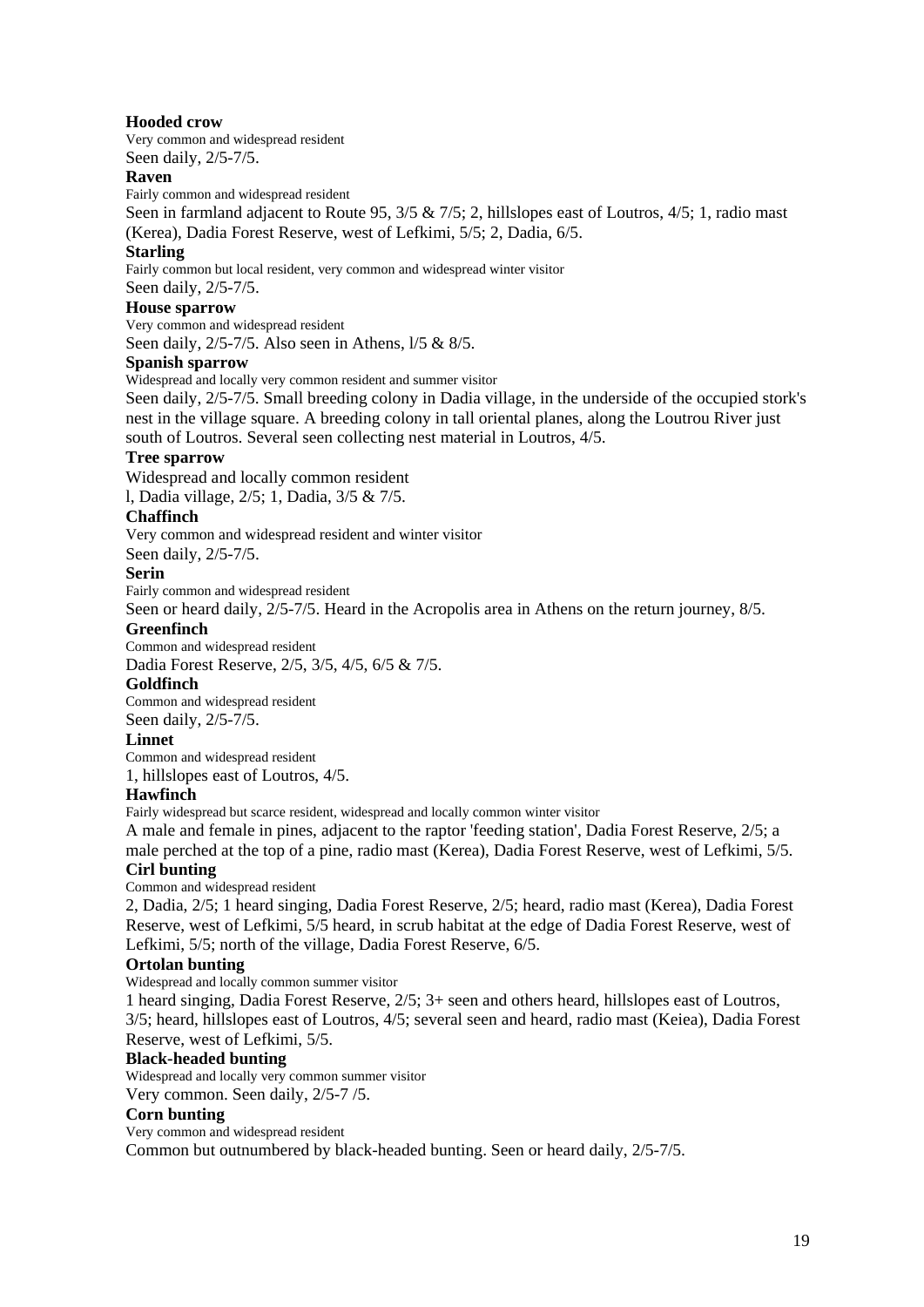**Hooded crow**

Very common and widespread resident

Seen daily, 2/5-7/5.

**Raven**

Fairly common and widespread resident

Seen in farmland adjacent to Route 95, 3/5 & 7/5; 2, hillslopes east of Loutros, 4/5; 1, radio mast (Kerea), Dadia Forest Reserve, west of Lefkimi, 5/5; 2, Dadia, 6/5.

**Starling**

Fairly common but local resident, very common and widespread winter visitor

Seen daily, 2/5-7/5.

**House sparrow**

Very common and widespread resident

Seen daily, 2/5-7/5. Also seen in Athens, l/5 & 8/5.

**Spanish sparrow**

Widespread and locally very common resident and summer visitor

Seen daily, 2/5-7/5. Small breeding colony in Dadia village, in the underside of the occupied stork's nest in the village square. A breeding colony in tall oriental planes, along the Loutrou River just south of Loutros. Several seen collecting nest material in Loutros, 4/5.

**Tree sparrow**

Widespread and locally common resident

l, Dadia village, 2/5; 1, Dadia, 3/5 & 7/5.

**Chaffinch**

Very common and widespread resident and winter visitor

Seen daily, 2/5-7/5.

**Serin**

Fairly common and widespread resident

Seen or heard daily, 2/5-7/5. Heard in the Acropolis area in Athens on the return journey, 8/5.

**Greenfinch**

Common and widespread resident

Dadia Forest Reserve, 2/5, 3/5, 4/5, 6/5 & 7/5.

**Goldfinch**

Common and widespread resident

Seen daily, 2/5-7/5.

**Linnet**

Common and widespread resident

1, hillslopes east of Loutros, 4/5.

**Hawfinch**

Fairly widespread but scarce resident, widespread and locally common winter visitor

A male and female in pines, adjacent to the raptor 'feeding station', Dadia Forest Reserve, 2/5; a male perched at the top of a pine, radio mast (Kerea), Dadia Forest Reserve, west of Lefkimi, 5/5.

**Cirl bunting**

Common and widespread resident

2, Dadia, 2/5; 1 heard singing, Dadia Forest Reserve, 2/5; heard, radio mast (Kerea), Dadia Forest Reserve, west of Lefkimi, 5/5 heard, in scrub habitat at the edge of Dadia Forest Reserve, west of Lefkimi, 5/5; north of the village, Dadia Forest Reserve, 6/5.

**Ortolan bunting**

Widespread and locally common summer visitor

1 heard singing, Dadia Forest Reserve, 2/5; 3+ seen and others heard, hillslopes east of Loutros, 3/5; heard, hillslopes east of Loutros, 4/5; several seen and heard, radio mast (Keiea), Dadia Forest Reserve, west of Lefkimi, 5/5.

**Black-headed bunting**

Widespread and locally very common summer visitor

Very common. Seen daily, 2/5-7 /5.

**Corn bunting**

Very common and widespread resident

Common but outnumbered by black-headed bunting. Seen or heard daily, 2/5-7/5.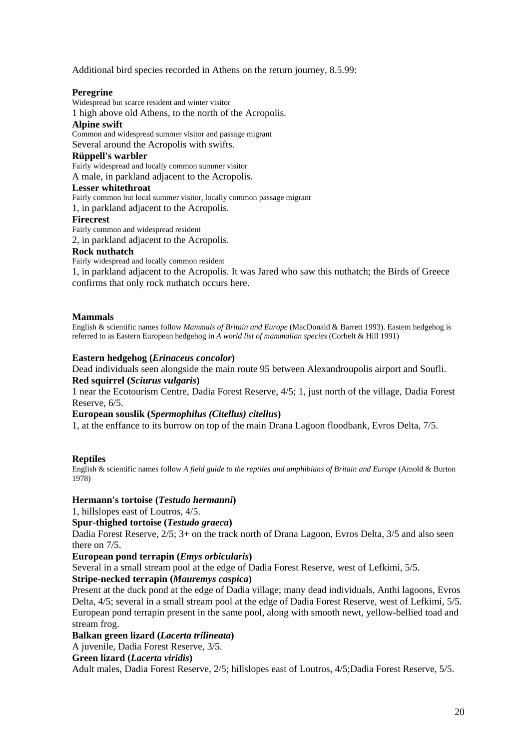Additional bird species recorded in Athens on the return journey, 8.5.99:

**Peregrine**
Widespread but scarce resident and winter visitor
1 high above old Athens, to the north of the Acropolis.

**Alpine swift**
Common and widespread summer visitor and passage migrant
Several around the Acropolis with swifts.

**Rüppell's warbler**
Fairly widespread and locally common summer visitor
A male, in parkland adjacent to the Acropolis.

**Lesser whitethroat**
Fairly common but local summer visitor, locally common passage migrant
1, in parkland adjacent to the Acropolis.

**Firecrest**
Fairly common and widespread resident
2, in parkland adjacent to the Acropolis.

**Rock nuthatch**
Fairly widespread and locally common resident
1, in parkland adjacent to the Acropolis. It was Jared who saw this nuthatch; the Birds of Greece confirms that only rock nuthatch occurs here.

## Mammals

English & scientific names follow *Mammals of Britain and Europe* (MacDonald & Barrett 1993). Eastem hedgehog is referred to as Eastern European hedgehog in *A world list of mammalian species* (Corbelt & Hill 1991)

**Eastern hedgehog (*Erinaceus concolor*)**
Dead individuals seen alongside the main route 95 between Alexandroupolis airport and Soufli.

**Red squirrel (*Sciurus vulgaris*)**
1 near the Ecotourism Centre, Dadia Forest Reserve, 4/5; 1, just north of the village, Dadia Forest Reserve, 6/5.

**European souslik (*Spermophilus (Citellus) citellus*)**
1, at the enffance to its burrow on top of the main Drana Lagoon floodbank, Evros Delta, 7/5.

## Reptiles

English & scientific names follow *A field guide to the reptiles and amphibians of Britain and Europe* (Amold & Burton 1978)

**Hermann's tortoise (*Testudo hermanni*)**
1, hillslopes east of Loutros, 4/5.

**Spur-thighed tortoise (*Testudo graeca*)**
Dadia Forest Reserve, 2/5; 3+ on the track north of Drana Lagoon, Evros Delta, 3/5 and also seen there on 7/5.

**European pond terrapin (*Emys orbicularis*)**
Several in a small stream pool at the edge of Dadia Forest Reserve, west of Lefkimi, 5/5.

**Stripe-necked terrapin (*Mauremys caspica*)**
Present at the duck pond at the edge of Dadia village; many dead individuals, Anthi lagoons, Evros Delta, 4/5; several in a small stream pool at the edge of Dadia Forest Reserve, west of Lefkimi, 5/5. European pond terrapin present in the same pool, along with smooth newt, yellow-bellied toad and stream frog.

**Balkan green lizard (*Lacerta trilineata*)**
A juvenile, Dadia Forest Reserve, 3/5.

**Green lizard (*Lacerta viridis*)**
Adult males, Dadia Forest Reserve, 2/5; hillslopes east of Loutros, 4/5;Dadia Forest Reserve, 5/5.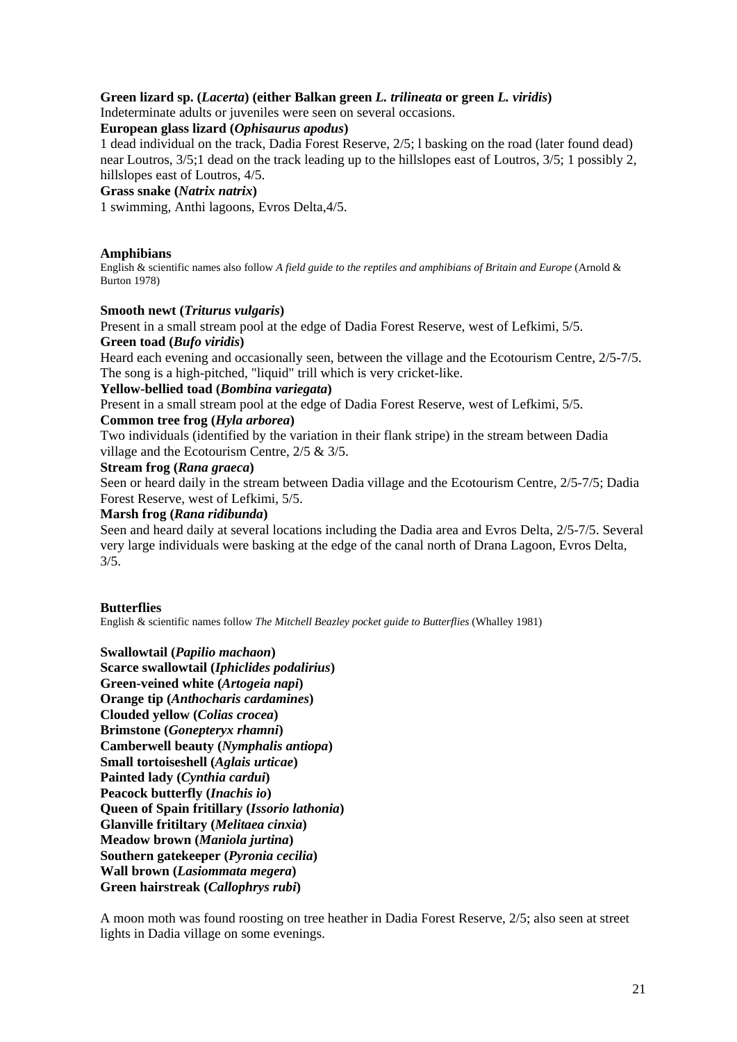**Green lizard sp. (*Lacerta*) (either Balkan green *L. trilineata* or green *L. viridis*)**
Indeterminate adults or juveniles were seen on several occasions.
**European glass lizard (*Ophisaurus apodus*)**
1 dead individual on the track, Dadia Forest Reserve, 2/5; l basking on the road (later found dead) near Loutros, 3/5;1 dead on the track leading up to the hillslopes east of Loutros, 3/5; 1 possibly 2, hillslopes east of Loutros, 4/5.
**Grass snake (*Natrix natrix*)**
1 swimming, Anthi lagoons, Evros Delta,4/5.

## Amphibians

English & scientific names also follow *A field guide to the reptiles and amphibians of Britain and Europe* (Arnold & Burton 1978)

**Smooth newt (*Triturus vulgaris*)**
Present in a small stream pool at the edge of Dadia Forest Reserve, west of Lefkimi, 5/5.
**Green toad (*Bufo viridis*)**
Heard each evening and occasionally seen, between the village and the Ecotourism Centre, 2/5-7/5. The song is a high-pitched, "liquid" trill which is very cricket-like.
**Yellow-bellied toad (*Bombina variegata*)**
Present in a small stream pool at the edge of Dadia Forest Reserve, west of Lefkimi, 5/5.
**Common tree frog (*Hyla arborea*)**
Two individuals (identified by the variation in their flank stripe) in the stream between Dadia village and the Ecotourism Centre, 2/5 & 3/5.
**Stream frog (*Rana graeca*)**
Seen or heard daily in the stream between Dadia village and the Ecotourism Centre, 2/5-7/5; Dadia Forest Reserve, west of Lefkimi, 5/5.
**Marsh frog (*Rana ridibunda*)**
Seen and heard daily at several locations including the Dadia area and Evros Delta, 2/5-7/5. Several very large individuals were basking at the edge of the canal north of Drana Lagoon, Evros Delta, 3/5.

## Butterflies

English & scientific names follow *The Mitchell Beazley pocket guide to Butterflies* (Whalley 1981)

**Swallowtail (*Papilio machaon*)**
**Scarce swallowtail (*Iphiclides podalirius*)**
**Green-veined white (*Artogeia napi*)**
**Orange tip (*Anthocharis cardamines*)**
**Clouded yellow (*Colias crocea*)**
**Brimstone (*Gonepteryx rhamni*)**
**Camberwell beauty (*Nymphalis antiopa*)**
**Small tortoiseshell (*Aglais urticae*)**
**Painted lady (*Cynthia cardui*)**
**Peacock butterfly (*Inachis io*)**
**Queen of Spain fritillary (*Issorio lathonia*)**
**Glanville fritiltary (*Melitaea cinxia*)**
**Meadow brown (*Maniola jurtina*)**
**Southern gatekeeper (*Pyronia cecilia*)**
**Wall brown (*Lasiommata megera*)**
**Green hairstreak (*Callophrys rubi*)**

A moon moth was found roosting on tree heather in Dadia Forest Reserve, 2/5; also seen at street lights in Dadia village on some evenings.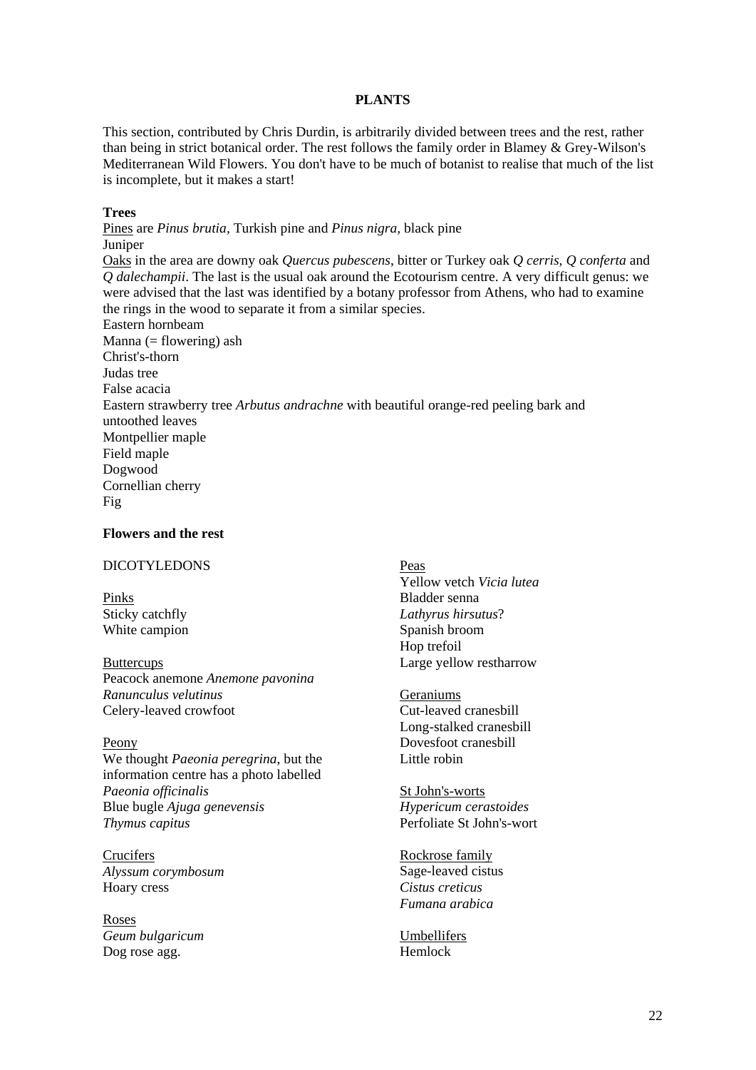**PLANTS**

This section, contributed by Chris Durdin, is arbitrarily divided between trees and the rest, rather than being in strict botanical order. The rest follows the family order in Blamey & Grey-Wilson's Mediterranean Wild Flowers. You don't have to be much of botanist to realise that much of the list is incomplete, but it makes a start!

**Trees**

Pines are *Pinus brutia,* Turkish pine and *Pinus nigra,* black pine
Juniper
Oaks in the area are downy oak *Quercus pubescens*, bitter or Turkey oak *Q cerris*, *Q conferta* and *Q dalechampii*. The last is the usual oak around the Ecotourism centre. A very difficult genus: we were advised that the last was identified by a botany professor from Athens, who had to examine the rings in the wood to separate it from a similar species.
Eastern hornbeam
Manna (= flowering) ash
Christ's-thorn
Judas tree
False acacia
Eastern strawberry tree *Arbutus andrachne* with beautiful orange-red peeling bark and untoothed leaves
Montpellier maple
Field maple
Dogwood
Cornellian cherry
Fig

**Flowers and the rest**

DICOTYLEDONS

Pinks
Sticky catchfly
White campion

Buttercups
Peacock anemone *Anemone pavonina*
*Ranunculus velutinus*
Celery-leaved crowfoot

Peony
We thought *Paeonia peregrina*, but the information centre has a photo labelled *Paeonia officinalis*
Blue bugle *Ajuga genevensis*
*Thymus capitus*

Crucifers
*Alyssum corymbosum*
Hoary cress

Roses
*Geum bulgaricum*
Dog rose agg.

Peas
Yellow vetch *Vicia lutea*
Bladder senna
*Lathyrus hirsutus*?
Spanish broom
Hop trefoil
Large yellow restharrow

Geraniums
Cut-leaved cranesbill
Long-stalked cranesbill
Dovesfoot cranesbill
Little robin

St John's-worts
*Hypericum cerastoides*
Perfoliate St John's-wort

Rockrose family
Sage-leaved cistus
*Cistus creticus*
*Fumana arabica*

Umbellifers
Hemlock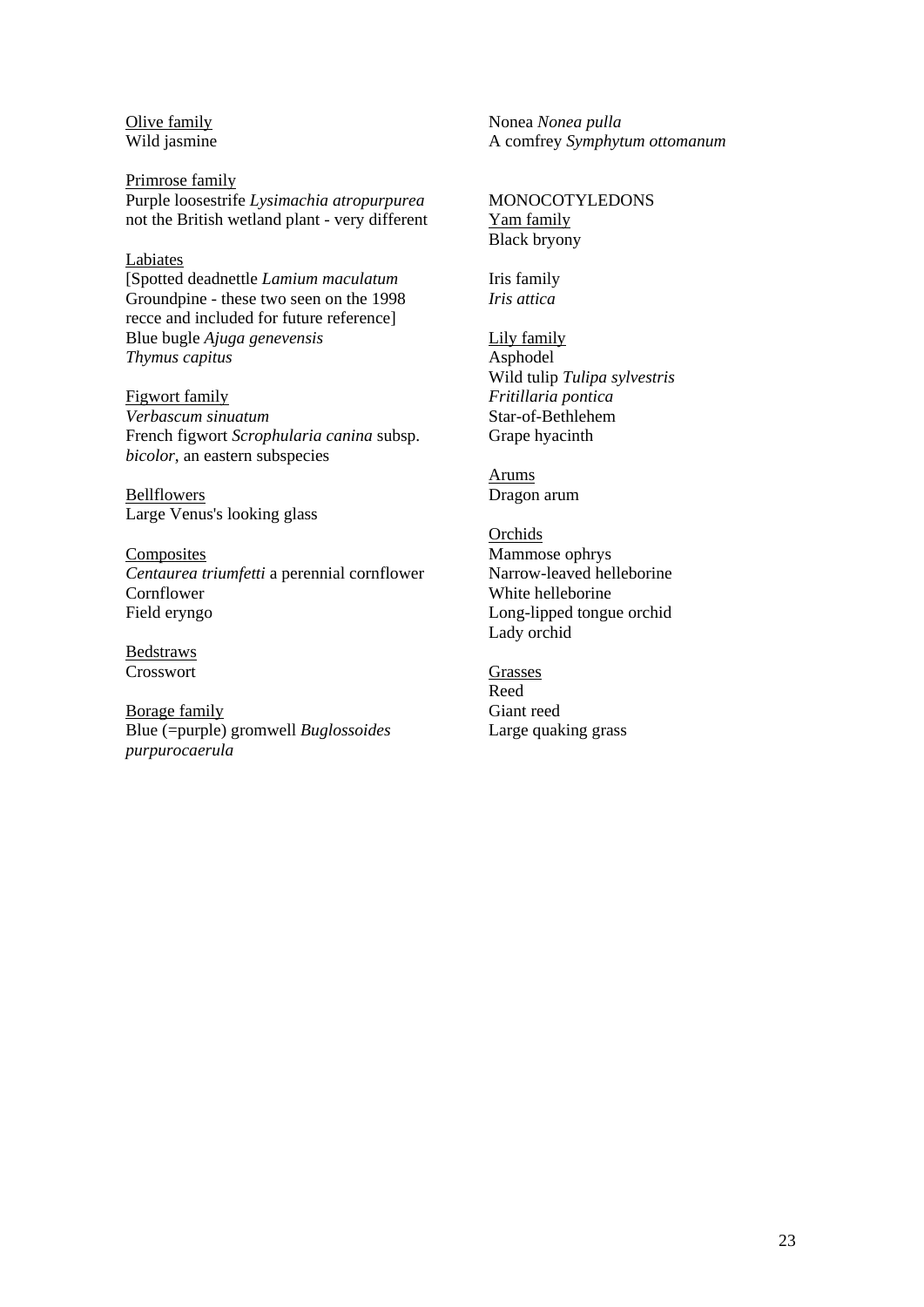<u>Olive family</u>
Wild jasmine

<u>Primrose family</u>
Purple loosestrife *Lysimachia atropurpurea* not the British wetland plant - very different

<u>Labiates</u>
[Spotted deadnettle *Lamium maculatum*
Groundpine - these two seen on the 1998 recce and included for future reference]
Blue bugle *Ajuga genevensis*
*Thymus capitus*

<u>Figwort family</u>
*Verbascum sinuatum*
French figwort *Scrophularia canina* subsp. *bicolor*, an eastern subspecies

<u>Bellflowers</u>
Large Venus's looking glass

<u>Composites</u>
*Centaurea triumfetti* a perennial cornflower
Cornflower
Field eryngo

<u>Bedstraws</u>
Crosswort

<u>Borage family</u>
Blue (=purple) gromwell *Buglossoides purpurocaerula*
Nonea *Nonea pulla*
A comfrey *Symphytum ottomanum*

MONOCOTYLEDONS

<u>Yam family</u>
Black bryony

Iris family
*Iris attica*

<u>Lily family</u>
Asphodel
Wild tulip *Tulipa sylvestris*
*Fritillaria pontica*
Star-of-Bethlehem
Grape hyacinth

<u>Arums</u>
Dragon arum

<u>Orchids</u>
Mammose ophrys
Narrow-leaved helleborine
White helleborine
Long-lipped tongue orchid
Lady orchid

<u>Grasses</u>
Reed
Giant reed
Large quaking grass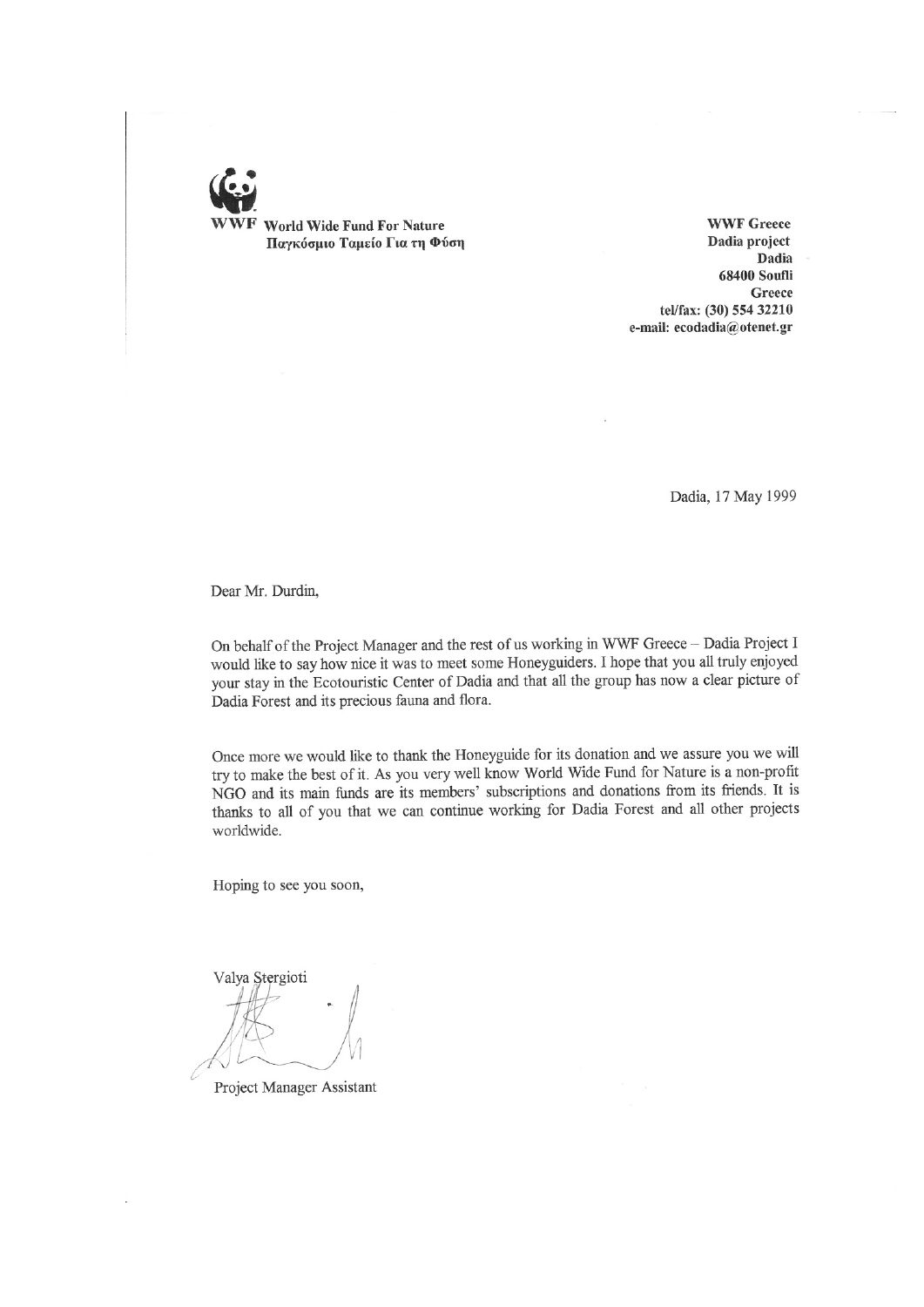WWF World Wide Fund For Nature
Παγκόσμιο Ταμείο Για τη Φύση

**WWF Greece**
**Dadia project**
**Dadia**
**68400 Soufli**
**Greece**
**tel/fax: (30) 554 32210**
**e-mail: ecodadia@otenet.gr**

Dadia, 17 May 1999

Dear Mr. Durdin,

On behalf of the Project Manager and the rest of us working in WWF Greece – Dadia Project I would like to say how nice it was to meet some Honeyguiders. I hope that you all truly enjoyed your stay in the Ecotouristic Center of Dadia and that all the group has now a clear picture of Dadia Forest and its precious fauna and flora.

Once more we would like to thank the Honeyguide for its donation and we assure you we will try to make the best of it. As you very well know World Wide Fund for Nature is a non-profit NGO and its main funds are its members' subscriptions and donations from its friends. It is thanks to all of you that we can continue working for Dadia Forest and all other projects worldwide.

Hoping to see you soon,

Valya Stergioti

Project Manager Assistant